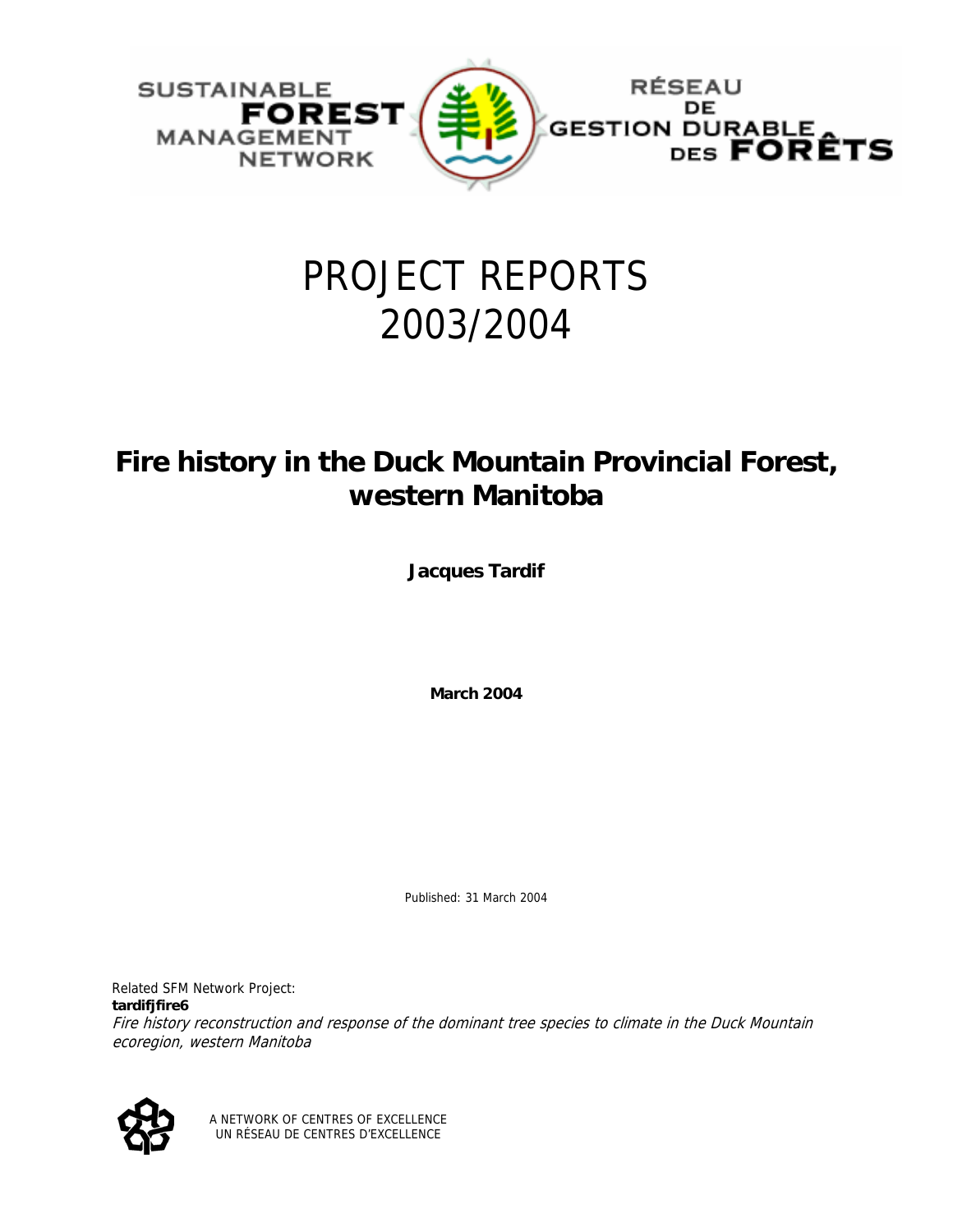SUSTAINABLE **FOREST** MANAGEMENT NETWORK

RÉSEAU DE GESTION DURABLE DES **FORÊTS**

# PROJECT REPORTS 2003/2004

## Fire history in the Duck Mountain Provincial Forest, western Manitoba

**Jacques Tardif**

**March 2004**

Published: 31 March 2004

Related SFM Network Project:
**tardifjfire6**
*Fire history reconstruction and response of the dominant tree species to climate in the Duck Mountain ecoregion, western Manitoba*

A NETWORK OF CENTRES OF EXCELLENCE
UN RÉSEAU DE CENTRES D'EXCELLENCE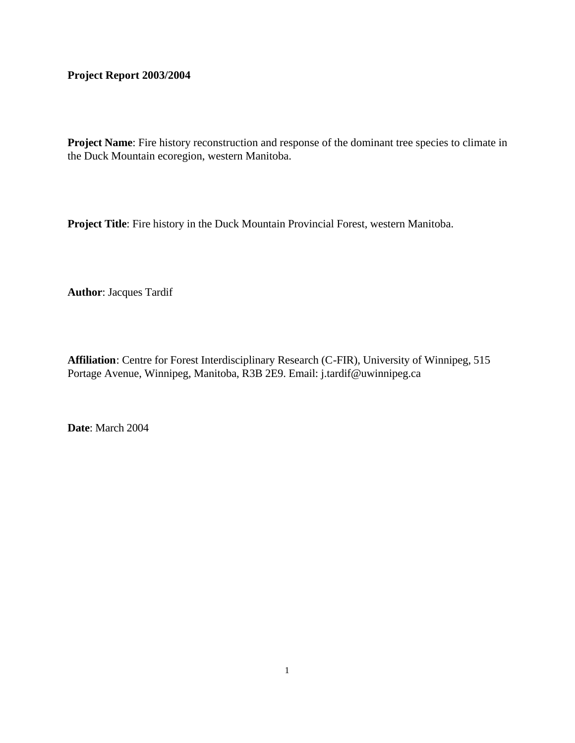**Project Report 2003/2004**

**Project Name**: Fire history reconstruction and response of the dominant tree species to climate in the Duck Mountain ecoregion, western Manitoba.

**Project Title**: Fire history in the Duck Mountain Provincial Forest, western Manitoba.

**Author**: Jacques Tardif

**Affiliation**: Centre for Forest Interdisciplinary Research (C-FIR), University of Winnipeg, 515 Portage Avenue, Winnipeg, Manitoba, R3B 2E9. Email: j.tardif@uwinnipeg.ca

**Date**: March 2004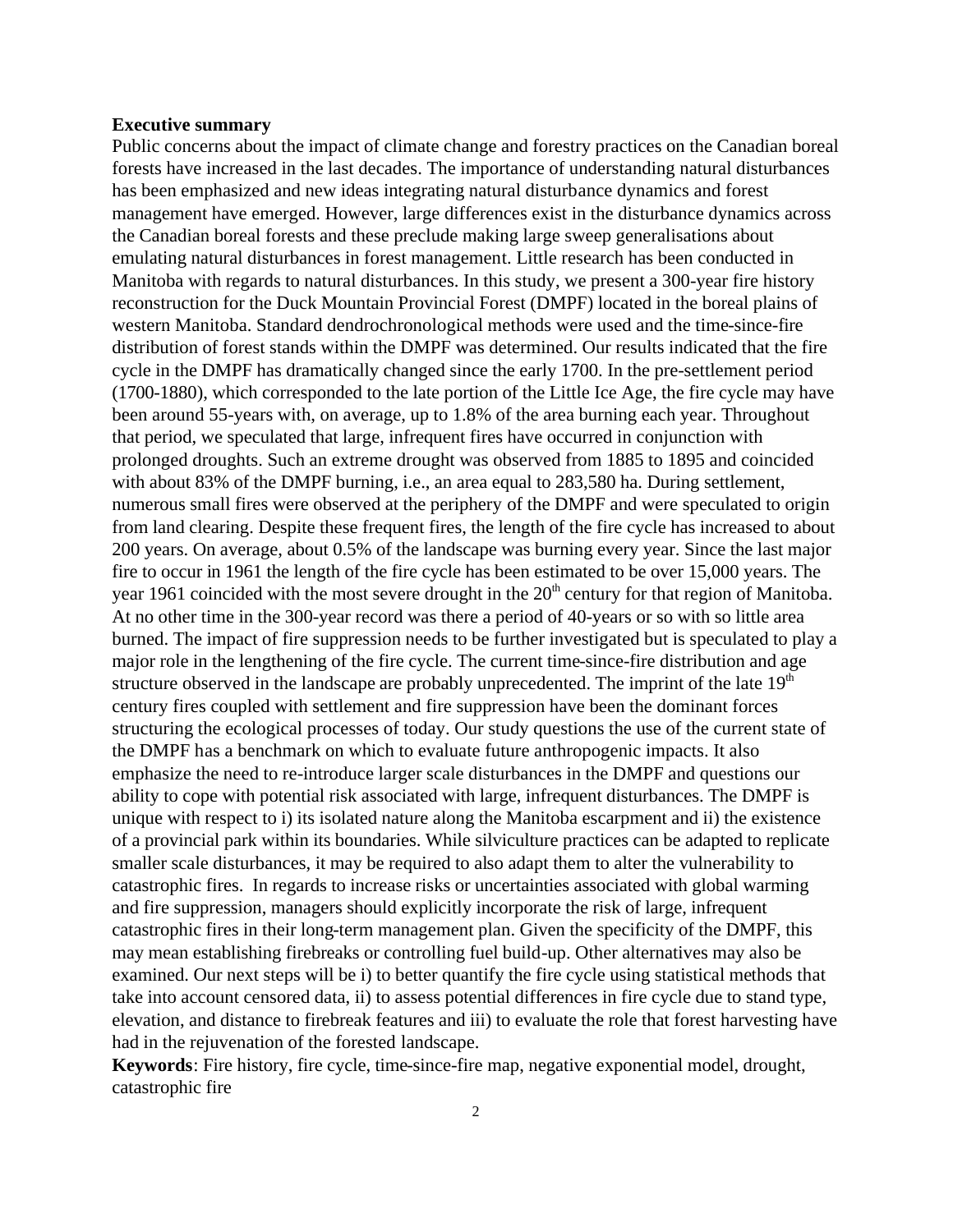**Executive summary**

Public concerns about the impact of climate change and forestry practices on the Canadian boreal forests have increased in the last decades. The importance of understanding natural disturbances has been emphasized and new ideas integrating natural disturbance dynamics and forest management have emerged. However, large differences exist in the disturbance dynamics across the Canadian boreal forests and these preclude making large sweep generalisations about emulating natural disturbances in forest management. Little research has been conducted in Manitoba with regards to natural disturbances. In this study, we present a 300-year fire history reconstruction for the Duck Mountain Provincial Forest (DMPF) located in the boreal plains of western Manitoba. Standard dendrochronological methods were used and the time-since-fire distribution of forest stands within the DMPF was determined. Our results indicated that the fire cycle in the DMPF has dramatically changed since the early 1700. In the pre-settlement period (1700-1880), which corresponded to the late portion of the Little Ice Age, the fire cycle may have been around 55-years with, on average, up to 1.8% of the area burning each year. Throughout that period, we speculated that large, infrequent fires have occurred in conjunction with prolonged droughts. Such an extreme drought was observed from 1885 to 1895 and coincided with about 83% of the DMPF burning, i.e., an area equal to 283,580 ha. During settlement, numerous small fires were observed at the periphery of the DMPF and were speculated to origin from land clearing. Despite these frequent fires, the length of the fire cycle has increased to about 200 years. On average, about 0.5% of the landscape was burning every year. Since the last major fire to occur in 1961 the length of the fire cycle has been estimated to be over 15,000 years. The year 1961 coincided with the most severe drought in the 20th century for that region of Manitoba. At no other time in the 300-year record was there a period of 40-years or so with so little area burned. The impact of fire suppression needs to be further investigated but is speculated to play a major role in the lengthening of the fire cycle. The current time-since-fire distribution and age structure observed in the landscape are probably unprecedented. The imprint of the late 19th century fires coupled with settlement and fire suppression have been the dominant forces structuring the ecological processes of today. Our study questions the use of the current state of the DMPF has a benchmark on which to evaluate future anthropogenic impacts. It also emphasize the need to re-introduce larger scale disturbances in the DMPF and questions our ability to cope with potential risk associated with large, infrequent disturbances. The DMPF is unique with respect to i) its isolated nature along the Manitoba escarpment and ii) the existence of a provincial park within its boundaries. While silviculture practices can be adapted to replicate smaller scale disturbances, it may be required to also adapt them to alter the vulnerability to catastrophic fires. In regards to increase risks or uncertainties associated with global warming and fire suppression, managers should explicitly incorporate the risk of large, infrequent catastrophic fires in their long-term management plan. Given the specificity of the DMPF, this may mean establishing firebreaks or controlling fuel build-up. Other alternatives may also be examined. Our next steps will be i) to better quantify the fire cycle using statistical methods that take into account censored data, ii) to assess potential differences in fire cycle due to stand type, elevation, and distance to firebreak features and iii) to evaluate the role that forest harvesting have had in the rejuvenation of the forested landscape.

**Keywords**: Fire history, fire cycle, time-since-fire map, negative exponential model, drought, catastrophic fire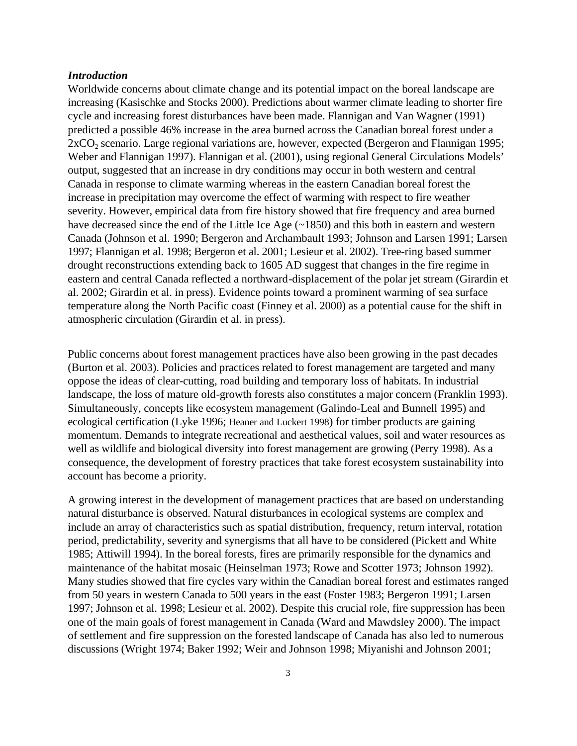***Introduction***

Worldwide concerns about climate change and its potential impact on the boreal landscape are increasing (Kasischke and Stocks 2000). Predictions about warmer climate leading to shorter fire cycle and increasing forest disturbances have been made. Flannigan and Van Wagner (1991) predicted a possible 46% increase in the area burned across the Canadian boreal forest under a $2xCO_2$ scenario. Large regional variations are, however, expected (Bergeron and Flannigan 1995; Weber and Flannigan 1997). Flannigan et al. (2001), using regional General Circulations Models' output, suggested that an increase in dry conditions may occur in both western and central Canada in response to climate warming whereas in the eastern Canadian boreal forest the increase in precipitation may overcome the effect of warming with respect to fire weather severity. However, empirical data from fire history showed that fire frequency and area burned have decreased since the end of the Little Ice Age (~1850) and this both in eastern and western Canada (Johnson et al. 1990; Bergeron and Archambault 1993; Johnson and Larsen 1991; Larsen 1997; Flannigan et al. 1998; Bergeron et al. 2001; Lesieur et al. 2002). Tree-ring based summer drought reconstructions extending back to 1605 AD suggest that changes in the fire regime in eastern and central Canada reflected a northward-displacement of the polar jet stream (Girardin et al. 2002; Girardin et al. in press). Evidence points toward a prominent warming of sea surface temperature along the North Pacific coast (Finney et al. 2000) as a potential cause for the shift in atmospheric circulation (Girardin et al. in press).

Public concerns about forest management practices have also been growing in the past decades (Burton et al. 2003). Policies and practices related to forest management are targeted and many oppose the ideas of clear-cutting, road building and temporary loss of habitats. In industrial landscape, the loss of mature old-growth forests also constitutes a major concern (Franklin 1993). Simultaneously, concepts like ecosystem management (Galindo-Leal and Bunnell 1995) and ecological certification (Lyke 1996; Heaner and Luckert 1998) for timber products are gaining momentum. Demands to integrate recreational and aesthetical values, soil and water resources as well as wildlife and biological diversity into forest management are growing (Perry 1998). As a consequence, the development of forestry practices that take forest ecosystem sustainability into account has become a priority.

A growing interest in the development of management practices that are based on understanding natural disturbance is observed. Natural disturbances in ecological systems are complex and include an array of characteristics such as spatial distribution, frequency, return interval, rotation period, predictability, severity and synergisms that all have to be considered (Pickett and White 1985; Attiwill 1994). In the boreal forests, fires are primarily responsible for the dynamics and maintenance of the habitat mosaic (Heinselman 1973; Rowe and Scotter 1973; Johnson 1992). Many studies showed that fire cycles vary within the Canadian boreal forest and estimates ranged from 50 years in western Canada to 500 years in the east (Foster 1983; Bergeron 1991; Larsen 1997; Johnson et al. 1998; Lesieur et al. 2002). Despite this crucial role, fire suppression has been one of the main goals of forest management in Canada (Ward and Mawdsley 2000). The impact of settlement and fire suppression on the forested landscape of Canada has also led to numerous discussions (Wright 1974; Baker 1992; Weir and Johnson 1998; Miyanishi and Johnson 2001;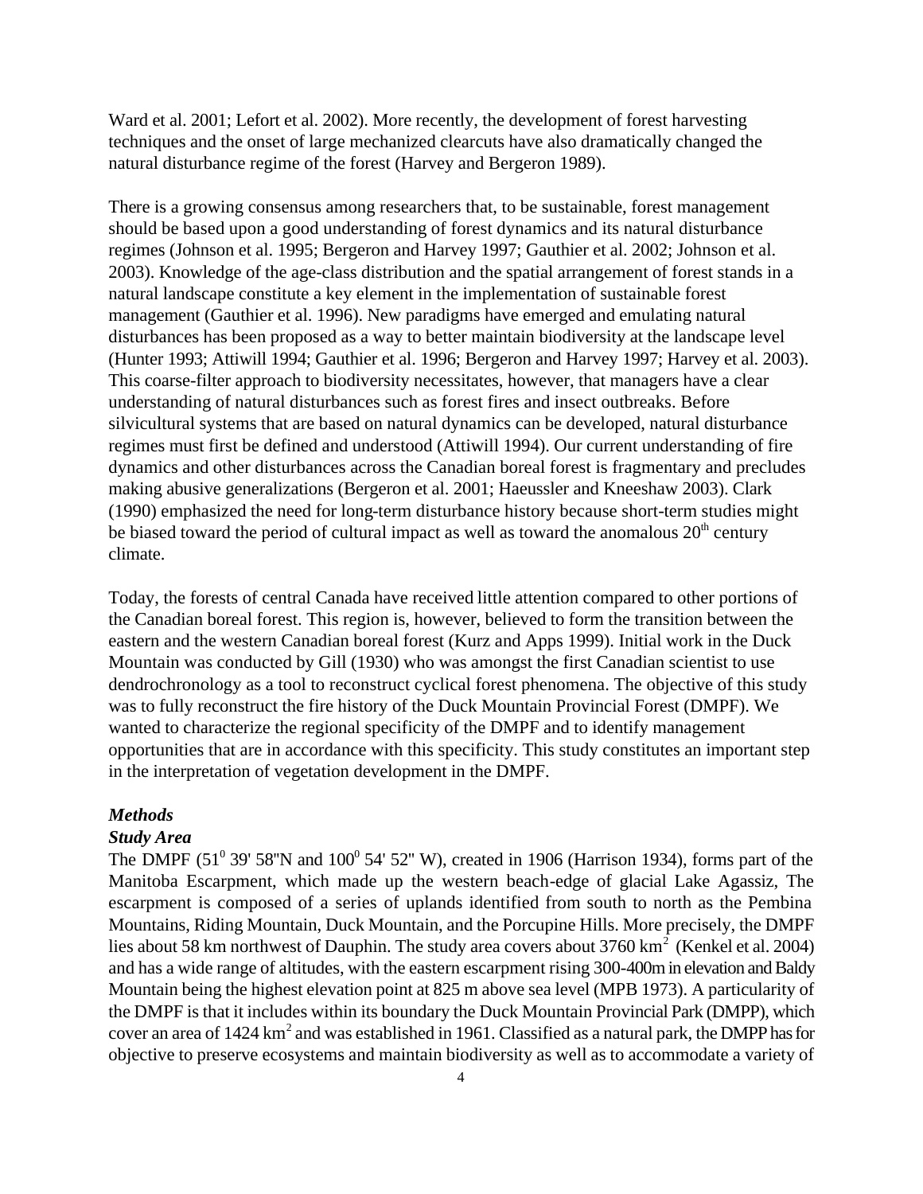Ward et al. 2001; Lefort et al. 2002). More recently, the development of forest harvesting techniques and the onset of large mechanized clearcuts have also dramatically changed the natural disturbance regime of the forest (Harvey and Bergeron 1989).

There is a growing consensus among researchers that, to be sustainable, forest management should be based upon a good understanding of forest dynamics and its natural disturbance regimes (Johnson et al. 1995; Bergeron and Harvey 1997; Gauthier et al. 2002; Johnson et al. 2003). Knowledge of the age-class distribution and the spatial arrangement of forest stands in a natural landscape constitute a key element in the implementation of sustainable forest management (Gauthier et al. 1996). New paradigms have emerged and emulating natural disturbances has been proposed as a way to better maintain biodiversity at the landscape level (Hunter 1993; Attiwill 1994; Gauthier et al. 1996; Bergeron and Harvey 1997; Harvey et al. 2003). This coarse-filter approach to biodiversity necessitates, however, that managers have a clear understanding of natural disturbances such as forest fires and insect outbreaks. Before silvicultural systems that are based on natural dynamics can be developed, natural disturbance regimes must first be defined and understood (Attiwill 1994). Our current understanding of fire dynamics and other disturbances across the Canadian boreal forest is fragmentary and precludes making abusive generalizations (Bergeron et al. 2001; Haeussler and Kneeshaw 2003). Clark (1990) emphasized the need for long-term disturbance history because short-term studies might be biased toward the period of cultural impact as well as toward the anomalous 20$^{th}$ century climate.

Today, the forests of central Canada have received little attention compared to other portions of the Canadian boreal forest. This region is, however, believed to form the transition between the eastern and the western Canadian boreal forest (Kurz and Apps 1999). Initial work in the Duck Mountain was conducted by Gill (1930) who was amongst the first Canadian scientist to use dendrochronology as a tool to reconstruct cyclical forest phenomena. The objective of this study was to fully reconstruct the fire history of the Duck Mountain Provincial Forest (DMPF). We wanted to characterize the regional specificity of the DMPF and to identify management opportunities that are in accordance with this specificity. This study constitutes an important step in the interpretation of vegetation development in the DMPF.

## *Methods*

### *Study Area*

The DMPF (51$^0$ 39' 58"N and 100$^0$ 54' 52" W), created in 1906 (Harrison 1934), forms part of the Manitoba Escarpment, which made up the western beach-edge of glacial Lake Agassiz, The escarpment is composed of a series of uplands identified from south to north as the Pembina Mountains, Riding Mountain, Duck Mountain, and the Porcupine Hills. More precisely, the DMPF lies about 58 km northwest of Dauphin. The study area covers about 3760 km$^2$ (Kenkel et al. 2004) and has a wide range of altitudes, with the eastern escarpment rising 300-400m in elevation and Baldy Mountain being the highest elevation point at 825 m above sea level (MPB 1973). A particularity of the DMPF is that it includes within its boundary the Duck Mountain Provincial Park (DMPP), which cover an area of 1424 km$^2$ and was established in 1961. Classified as a natural park, the DMPP has for objective to preserve ecosystems and maintain biodiversity as well as to accommodate a variety of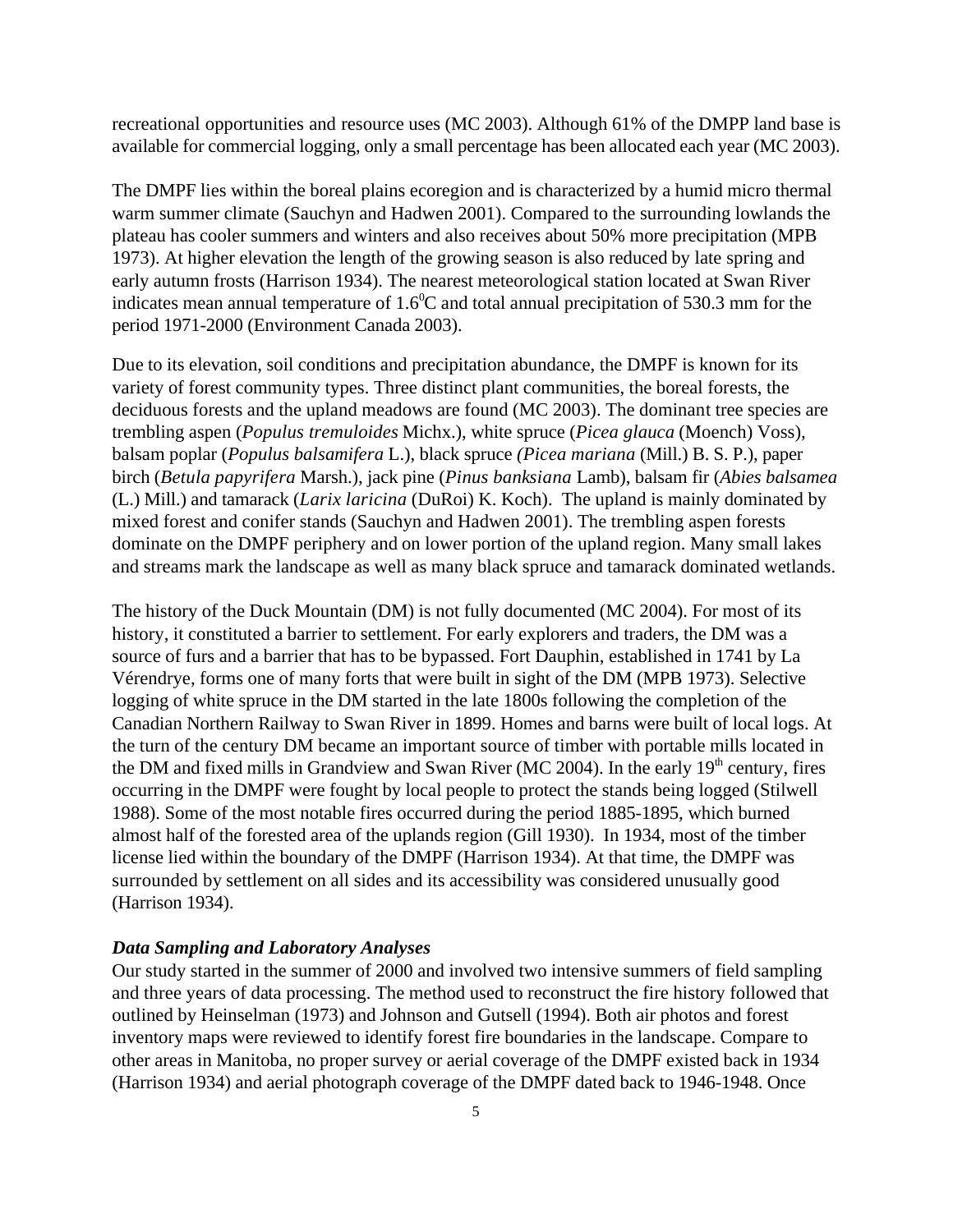recreational opportunities and resource uses (MC 2003). Although 61% of the DMPP land base is available for commercial logging, only a small percentage has been allocated each year (MC 2003).

The DMPF lies within the boreal plains ecoregion and is characterized by a humid micro thermal warm summer climate (Sauchyn and Hadwen 2001). Compared to the surrounding lowlands the plateau has cooler summers and winters and also receives about 50% more precipitation (MPB 1973). At higher elevation the length of the growing season is also reduced by late spring and early autumn frosts (Harrison 1934). The nearest meteorological station located at Swan River indicates mean annual temperature of $1.6^0$C and total annual precipitation of 530.3 mm for the period 1971-2000 (Environment Canada 2003).

Due to its elevation, soil conditions and precipitation abundance, the DMPF is known for its variety of forest community types. Three distinct plant communities, the boreal forests, the deciduous forests and the upland meadows are found (MC 2003). The dominant tree species are trembling aspen (*Populus tremuloides* Michx.), white spruce (*Picea glauca* (Moench) Voss), balsam poplar (*Populus balsamifera* L.), black spruce *(Picea mariana* (Mill.) B. S. P.), paper birch (*Betula papyrifera* Marsh.), jack pine (*Pinus banksiana* Lamb), balsam fir (*Abies balsamea* (L.) Mill.) and tamarack (*Larix laricina* (DuRoi) K. Koch). The upland is mainly dominated by mixed forest and conifer stands (Sauchyn and Hadwen 2001). The trembling aspen forests dominate on the DMPF periphery and on lower portion of the upland region. Many small lakes and streams mark the landscape as well as many black spruce and tamarack dominated wetlands.

The history of the Duck Mountain (DM) is not fully documented (MC 2004). For most of its history, it constituted a barrier to settlement. For early explorers and traders, the DM was a source of furs and a barrier that has to be bypassed. Fort Dauphin, established in 1741 by La Vérendrye, forms one of many forts that were built in sight of the DM (MPB 1973). Selective logging of white spruce in the DM started in the late 1800s following the completion of the Canadian Northern Railway to Swan River in 1899. Homes and barns were built of local logs. At the turn of the century DM became an important source of timber with portable mills located in the DM and fixed mills in Grandview and Swan River (MC 2004). In the early 19th century, fires occurring in the DMPF were fought by local people to protect the stands being logged (Stilwell 1988). Some of the most notable fires occurred during the period 1885-1895, which burned almost half of the forested area of the uplands region (Gill 1930). In 1934, most of the timber license lied within the boundary of the DMPF (Harrison 1934). At that time, the DMPF was surrounded by settlement on all sides and its accessibility was considered unusually good (Harrison 1934).

### *Data Sampling and Laboratory Analyses*

Our study started in the summer of 2000 and involved two intensive summers of field sampling and three years of data processing. The method used to reconstruct the fire history followed that outlined by Heinselman (1973) and Johnson and Gutsell (1994). Both air photos and forest inventory maps were reviewed to identify forest fire boundaries in the landscape. Compare to other areas in Manitoba, no proper survey or aerial coverage of the DMPF existed back in 1934 (Harrison 1934) and aerial photograph coverage of the DMPF dated back to 1946-1948. Once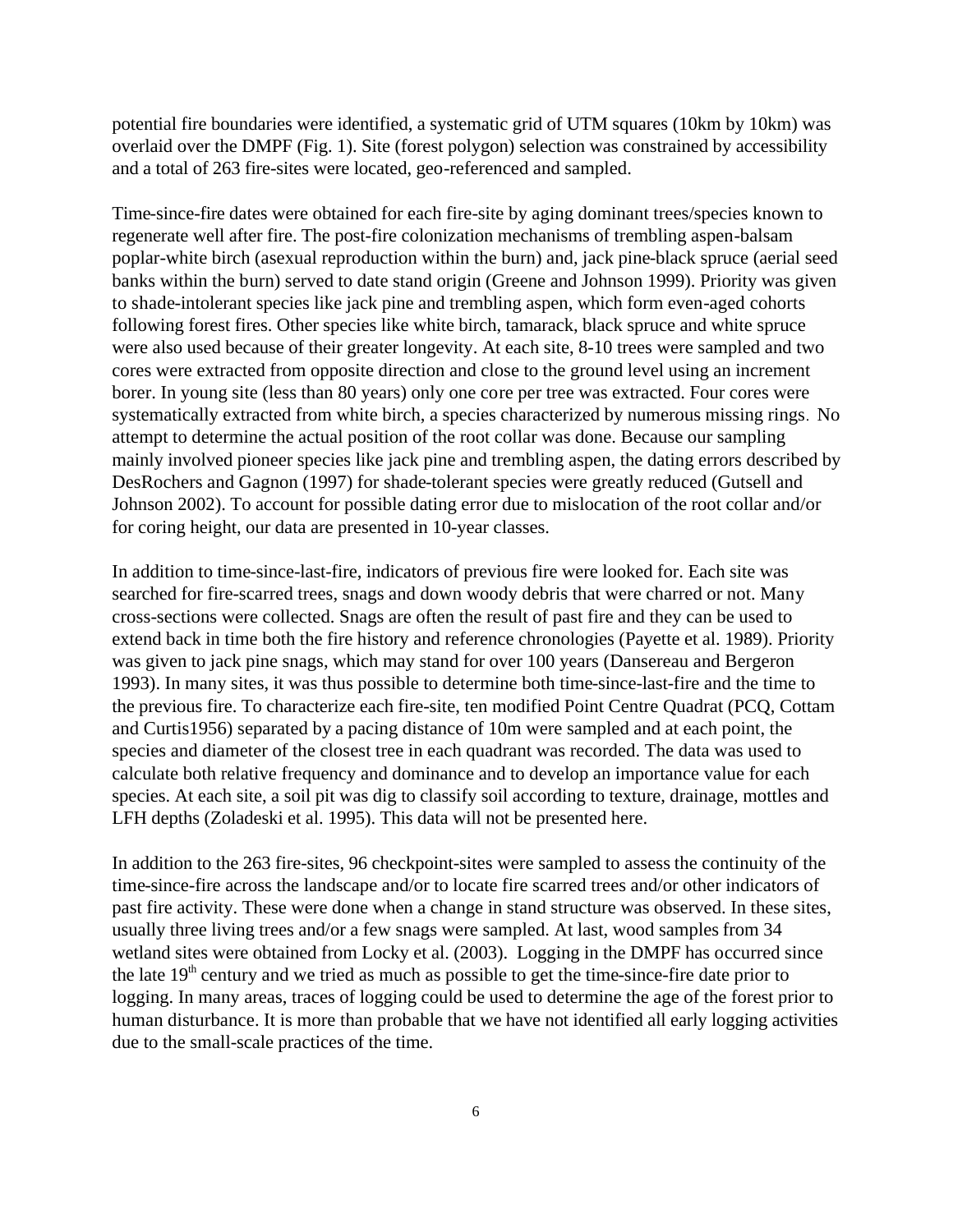potential fire boundaries were identified, a systematic grid of UTM squares (10km by 10km) was overlaid over the DMPF (Fig. 1). Site (forest polygon) selection was constrained by accessibility and a total of 263 fire-sites were located, geo-referenced and sampled.

Time-since-fire dates were obtained for each fire-site by aging dominant trees/species known to regenerate well after fire. The post-fire colonization mechanisms of trembling aspen-balsam poplar-white birch (asexual reproduction within the burn) and, jack pine-black spruce (aerial seed banks within the burn) served to date stand origin (Greene and Johnson 1999). Priority was given to shade-intolerant species like jack pine and trembling aspen, which form even-aged cohorts following forest fires. Other species like white birch, tamarack, black spruce and white spruce were also used because of their greater longevity. At each site, 8-10 trees were sampled and two cores were extracted from opposite direction and close to the ground level using an increment borer. In young site (less than 80 years) only one core per tree was extracted. Four cores were systematically extracted from white birch, a species characterized by numerous missing rings. No attempt to determine the actual position of the root collar was done. Because our sampling mainly involved pioneer species like jack pine and trembling aspen, the dating errors described by DesRochers and Gagnon (1997) for shade-tolerant species were greatly reduced (Gutsell and Johnson 2002). To account for possible dating error due to mislocation of the root collar and/or for coring height, our data are presented in 10-year classes.

In addition to time-since-last-fire, indicators of previous fire were looked for. Each site was searched for fire-scarred trees, snags and down woody debris that were charred or not. Many cross-sections were collected. Snags are often the result of past fire and they can be used to extend back in time both the fire history and reference chronologies (Payette et al. 1989). Priority was given to jack pine snags, which may stand for over 100 years (Dansereau and Bergeron 1993). In many sites, it was thus possible to determine both time-since-last-fire and the time to the previous fire. To characterize each fire-site, ten modified Point Centre Quadrat (PCQ, Cottam and Curtis1956) separated by a pacing distance of 10m were sampled and at each point, the species and diameter of the closest tree in each quadrant was recorded. The data was used to calculate both relative frequency and dominance and to develop an importance value for each species. At each site, a soil pit was dig to classify soil according to texture, drainage, mottles and LFH depths (Zoladeski et al. 1995). This data will not be presented here.

In addition to the 263 fire-sites, 96 checkpoint-sites were sampled to assess the continuity of the time-since-fire across the landscape and/or to locate fire scarred trees and/or other indicators of past fire activity. These were done when a change in stand structure was observed. In these sites, usually three living trees and/or a few snags were sampled. At last, wood samples from 34 wetland sites were obtained from Locky et al. (2003). Logging in the DMPF has occurred since the late 19th century and we tried as much as possible to get the time-since-fire date prior to logging. In many areas, traces of logging could be used to determine the age of the forest prior to human disturbance. It is more than probable that we have not identified all early logging activities due to the small-scale practices of the time.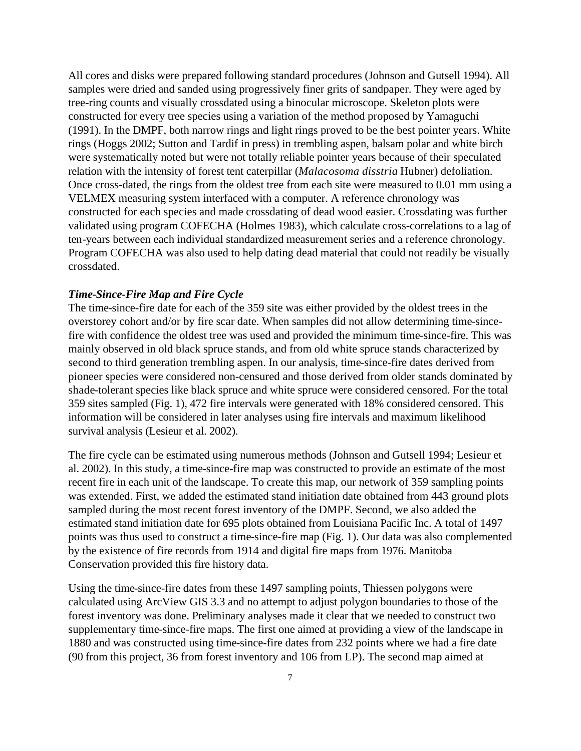All cores and disks were prepared following standard procedures (Johnson and Gutsell 1994). All samples were dried and sanded using progressively finer grits of sandpaper. They were aged by tree-ring counts and visually crossdated using a binocular microscope. Skeleton plots were constructed for every tree species using a variation of the method proposed by Yamaguchi (1991). In the DMPF, both narrow rings and light rings proved to be the best pointer years. White rings (Hoggs 2002; Sutton and Tardif in press) in trembling aspen, balsam polar and white birch were systematically noted but were not totally reliable pointer years because of their speculated relation with the intensity of forest tent caterpillar (*Malacosoma disstria* Hubner) defoliation. Once cross-dated, the rings from the oldest tree from each site were measured to 0.01 mm using a VELMEX measuring system interfaced with a computer. A reference chronology was constructed for each species and made crossdating of dead wood easier. Crossdating was further validated using program COFECHA (Holmes 1983), which calculate cross-correlations to a lag of ten-years between each individual standardized measurement series and a reference chronology. Program COFECHA was also used to help dating dead material that could not readily be visually crossdated.

***Time-Since-Fire Map and Fire Cycle***

The time-since-fire date for each of the 359 site was either provided by the oldest trees in the overstorey cohort and/or by fire scar date. When samples did not allow determining time-since-fire with confidence the oldest tree was used and provided the minimum time-since-fire. This was mainly observed in old black spruce stands, and from old white spruce stands characterized by second to third generation trembling aspen. In our analysis, time-since-fire dates derived from pioneer species were considered non-censured and those derived from older stands dominated by shade-tolerant species like black spruce and white spruce were considered censored. For the total 359 sites sampled (Fig. 1), 472 fire intervals were generated with 18% considered censored. This information will be considered in later analyses using fire intervals and maximum likelihood survival analysis (Lesieur et al. 2002).

The fire cycle can be estimated using numerous methods (Johnson and Gutsell 1994; Lesieur et al. 2002). In this study, a time-since-fire map was constructed to provide an estimate of the most recent fire in each unit of the landscape. To create this map, our network of 359 sampling points was extended. First, we added the estimated stand initiation date obtained from 443 ground plots sampled during the most recent forest inventory of the DMPF. Second, we also added the estimated stand initiation date for 695 plots obtained from Louisiana Pacific Inc. A total of 1497 points was thus used to construct a time-since-fire map (Fig. 1). Our data was also complemented by the existence of fire records from 1914 and digital fire maps from 1976. Manitoba Conservation provided this fire history data.

Using the time-since-fire dates from these 1497 sampling points, Thiessen polygons were calculated using ArcView GIS 3.3 and no attempt to adjust polygon boundaries to those of the forest inventory was done. Preliminary analyses made it clear that we needed to construct two supplementary time-since-fire maps. The first one aimed at providing a view of the landscape in 1880 and was constructed using time-since-fire dates from 232 points where we had a fire date (90 from this project, 36 from forest inventory and 106 from LP). The second map aimed at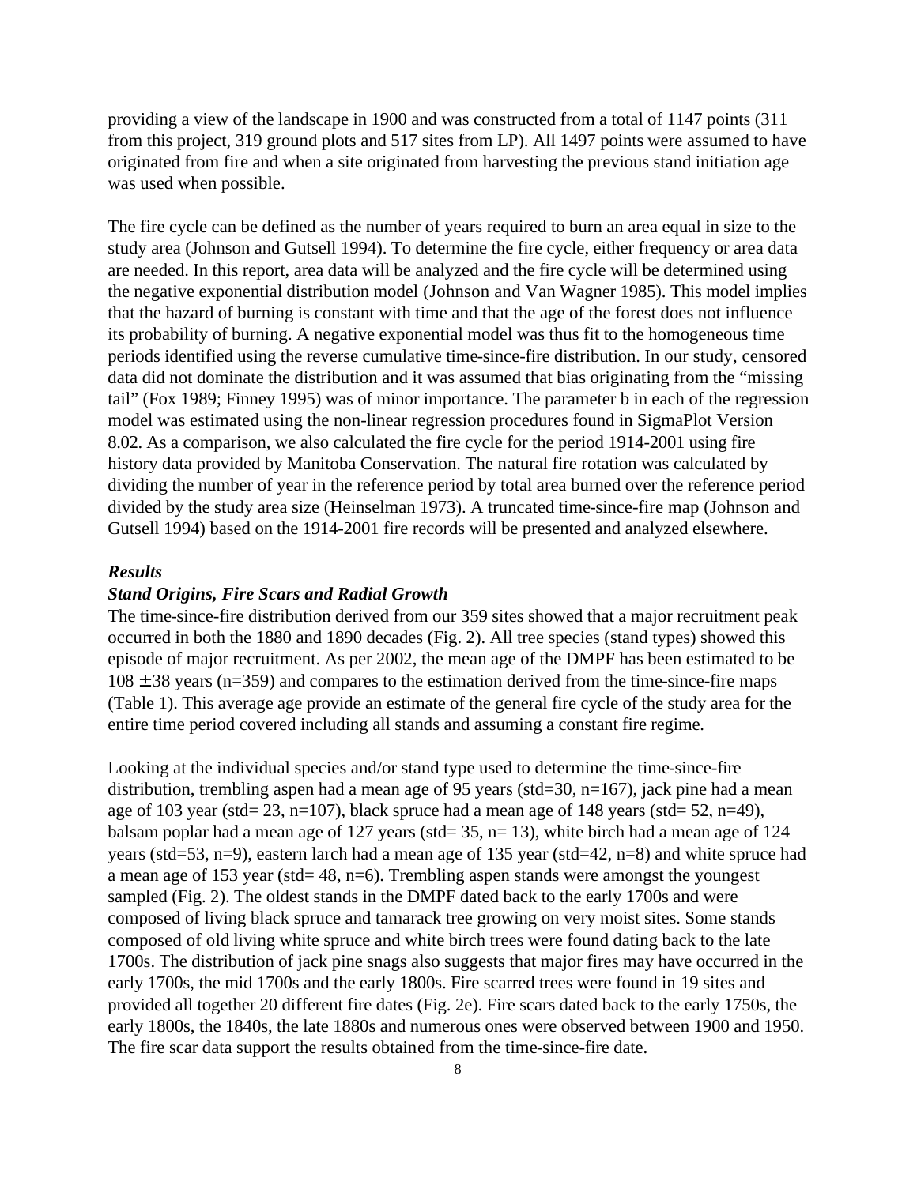providing a view of the landscape in 1900 and was constructed from a total of 1147 points (311 from this project, 319 ground plots and 517 sites from LP). All 1497 points were assumed to have originated from fire and when a site originated from harvesting the previous stand initiation age was used when possible.

The fire cycle can be defined as the number of years required to burn an area equal in size to the study area (Johnson and Gutsell 1994). To determine the fire cycle, either frequency or area data are needed. In this report, area data will be analyzed and the fire cycle will be determined using the negative exponential distribution model (Johnson and Van Wagner 1985). This model implies that the hazard of burning is constant with time and that the age of the forest does not influence its probability of burning. A negative exponential model was thus fit to the homogeneous time periods identified using the reverse cumulative time-since-fire distribution. In our study, censored data did not dominate the distribution and it was assumed that bias originating from the "missing tail" (Fox 1989; Finney 1995) was of minor importance. The parameter b in each of the regression model was estimated using the non-linear regression procedures found in SigmaPlot Version 8.02. As a comparison, we also calculated the fire cycle for the period 1914-2001 using fire history data provided by Manitoba Conservation. The natural fire rotation was calculated by dividing the number of year in the reference period by total area burned over the reference period divided by the study area size (Heinselman 1973). A truncated time-since-fire map (Johnson and Gutsell 1994) based on the 1914-2001 fire records will be presented and analyzed elsewhere.

## *Results*

### *Stand Origins, Fire Scars and Radial Growth*

The time-since-fire distribution derived from our 359 sites showed that a major recruitment peak occurred in both the 1880 and 1890 decades (Fig. 2). All tree species (stand types) showed this episode of major recruitment. As per 2002, the mean age of the DMPF has been estimated to be 108 $\pm$ 38 years (n=359) and compares to the estimation derived from the time-since-fire maps (Table 1). This average age provide an estimate of the general fire cycle of the study area for the entire time period covered including all stands and assuming a constant fire regime.

Looking at the individual species and/or stand type used to determine the time-since-fire distribution, trembling aspen had a mean age of 95 years (std=30, n=167), jack pine had a mean age of 103 year (std= 23, n=107), black spruce had a mean age of 148 years (std= 52, n=49), balsam poplar had a mean age of 127 years (std= 35, n= 13), white birch had a mean age of 124 years (std=53, n=9), eastern larch had a mean age of 135 year (std=42, n=8) and white spruce had a mean age of 153 year (std= 48, n=6). Trembling aspen stands were amongst the youngest sampled (Fig. 2). The oldest stands in the DMPF dated back to the early 1700s and were composed of living black spruce and tamarack tree growing on very moist sites. Some stands composed of old living white spruce and white birch trees were found dating back to the late 1700s. The distribution of jack pine snags also suggests that major fires may have occurred in the early 1700s, the mid 1700s and the early 1800s. Fire scarred trees were found in 19 sites and provided all together 20 different fire dates (Fig. 2e). Fire scars dated back to the early 1750s, the early 1800s, the 1840s, the late 1880s and numerous ones were observed between 1900 and 1950. The fire scar data support the results obtained from the time-since-fire date.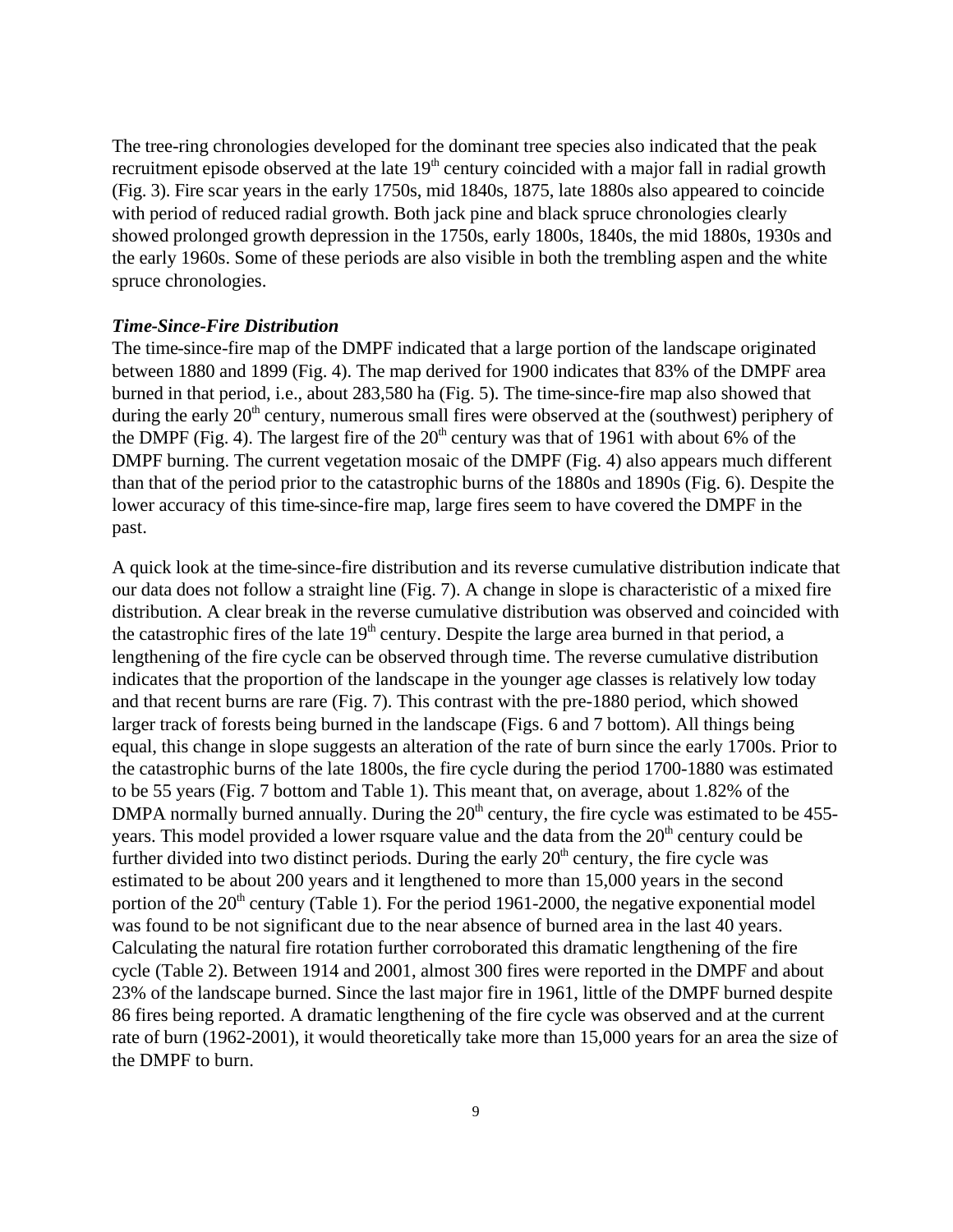The tree-ring chronologies developed for the dominant tree species also indicated that the peak recruitment episode observed at the late 19$^{th}$ century coincided with a major fall in radial growth (Fig. 3). Fire scar years in the early 1750s, mid 1840s, 1875, late 1880s also appeared to coincide with period of reduced radial growth. Both jack pine and black spruce chronologies clearly showed prolonged growth depression in the 1750s, early 1800s, 1840s, the mid 1880s, 1930s and the early 1960s. Some of these periods are also visible in both the trembling aspen and the white spruce chronologies.

### *Time-Since-Fire Distribution*

The time-since-fire map of the DMPF indicated that a large portion of the landscape originated between 1880 and 1899 (Fig. 4). The map derived for 1900 indicates that 83% of the DMPF area burned in that period, i.e., about 283,580 ha (Fig. 5). The time-since-fire map also showed that during the early 20$^{th}$ century, numerous small fires were observed at the (southwest) periphery of the DMPF (Fig. 4). The largest fire of the 20$^{th}$ century was that of 1961 with about 6% of the DMPF burning. The current vegetation mosaic of the DMPF (Fig. 4) also appears much different than that of the period prior to the catastrophic burns of the 1880s and 1890s (Fig. 6). Despite the lower accuracy of this time-since-fire map, large fires seem to have covered the DMPF in the past.

A quick look at the time-since-fire distribution and its reverse cumulative distribution indicate that our data does not follow a straight line (Fig. 7). A change in slope is characteristic of a mixed fire distribution. A clear break in the reverse cumulative distribution was observed and coincided with the catastrophic fires of the late 19$^{th}$ century. Despite the large area burned in that period, a lengthening of the fire cycle can be observed through time. The reverse cumulative distribution indicates that the proportion of the landscape in the younger age classes is relatively low today and that recent burns are rare (Fig. 7). This contrast with the pre-1880 period, which showed larger track of forests being burned in the landscape (Figs. 6 and 7 bottom). All things being equal, this change in slope suggests an alteration of the rate of burn since the early 1700s. Prior to the catastrophic burns of the late 1800s, the fire cycle during the period 1700-1880 was estimated to be 55 years (Fig. 7 bottom and Table 1). This meant that, on average, about 1.82% of the DMPA normally burned annually. During the 20$^{th}$ century, the fire cycle was estimated to be 455-years. This model provided a lower rsquare value and the data from the 20$^{th}$ century could be further divided into two distinct periods. During the early 20$^{th}$ century, the fire cycle was estimated to be about 200 years and it lengthened to more than 15,000 years in the second portion of the 20$^{th}$ century (Table 1). For the period 1961-2000, the negative exponential model was found to be not significant due to the near absence of burned area in the last 40 years. Calculating the natural fire rotation further corroborated this dramatic lengthening of the fire cycle (Table 2). Between 1914 and 2001, almost 300 fires were reported in the DMPF and about 23% of the landscape burned. Since the last major fire in 1961, little of the DMPF burned despite 86 fires being reported. A dramatic lengthening of the fire cycle was observed and at the current rate of burn (1962-2001), it would theoretically take more than 15,000 years for an area the size of the DMPF to burn.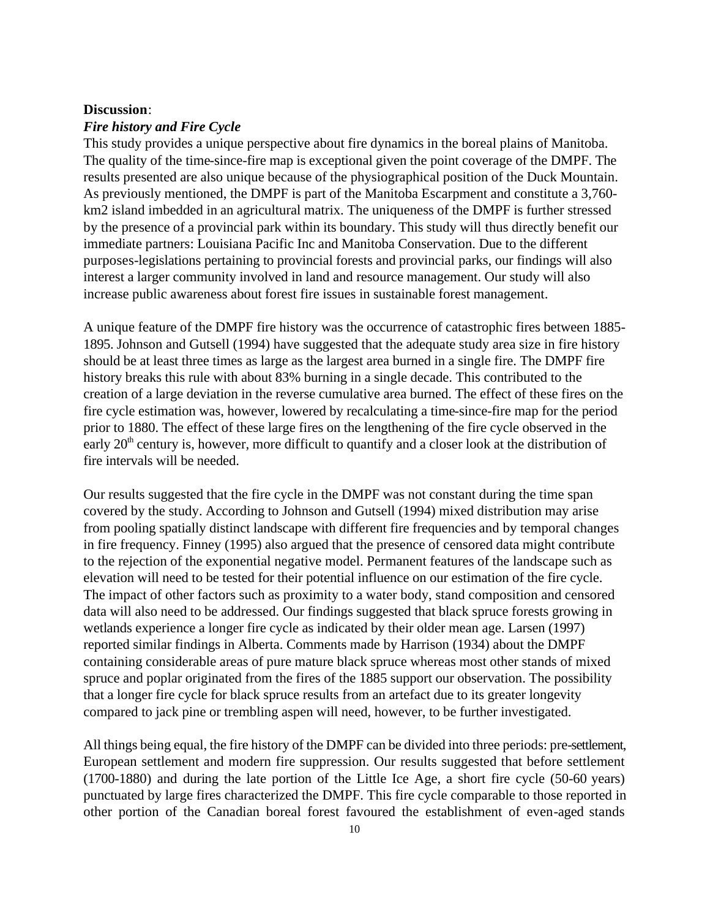**Discussion**:

***Fire history and Fire Cycle***

This study provides a unique perspective about fire dynamics in the boreal plains of Manitoba. The quality of the time-since-fire map is exceptional given the point coverage of the DMPF. The results presented are also unique because of the physiographical position of the Duck Mountain. As previously mentioned, the DMPF is part of the Manitoba Escarpment and constitute a 3,760-km2 island imbedded in an agricultural matrix. The uniqueness of the DMPF is further stressed by the presence of a provincial park within its boundary. This study will thus directly benefit our immediate partners: Louisiana Pacific Inc and Manitoba Conservation. Due to the different purposes-legislations pertaining to provincial forests and provincial parks, our findings will also interest a larger community involved in land and resource management. Our study will also increase public awareness about forest fire issues in sustainable forest management.

A unique feature of the DMPF fire history was the occurrence of catastrophic fires between 1885-1895. Johnson and Gutsell (1994) have suggested that the adequate study area size in fire history should be at least three times as large as the largest area burned in a single fire. The DMPF fire history breaks this rule with about 83% burning in a single decade. This contributed to the creation of a large deviation in the reverse cumulative area burned. The effect of these fires on the fire cycle estimation was, however, lowered by recalculating a time-since-fire map for the period prior to 1880. The effect of these large fires on the lengthening of the fire cycle observed in the early 20$^{th}$ century is, however, more difficult to quantify and a closer look at the distribution of fire intervals will be needed.

Our results suggested that the fire cycle in the DMPF was not constant during the time span covered by the study. According to Johnson and Gutsell (1994) mixed distribution may arise from pooling spatially distinct landscape with different fire frequencies and by temporal changes in fire frequency. Finney (1995) also argued that the presence of censored data might contribute to the rejection of the exponential negative model. Permanent features of the landscape such as elevation will need to be tested for their potential influence on our estimation of the fire cycle. The impact of other factors such as proximity to a water body, stand composition and censored data will also need to be addressed. Our findings suggested that black spruce forests growing in wetlands experience a longer fire cycle as indicated by their older mean age. Larsen (1997) reported similar findings in Alberta. Comments made by Harrison (1934) about the DMPF containing considerable areas of pure mature black spruce whereas most other stands of mixed spruce and poplar originated from the fires of the 1885 support our observation. The possibility that a longer fire cycle for black spruce results from an artefact due to its greater longevity compared to jack pine or trembling aspen will need, however, to be further investigated.

All things being equal, the fire history of the DMPF can be divided into three periods: pre-settlement, European settlement and modern fire suppression. Our results suggested that before settlement (1700-1880) and during the late portion of the Little Ice Age, a short fire cycle (50-60 years) punctuated by large fires characterized the DMPF. This fire cycle comparable to those reported in other portion of the Canadian boreal forest favoured the establishment of even-aged stands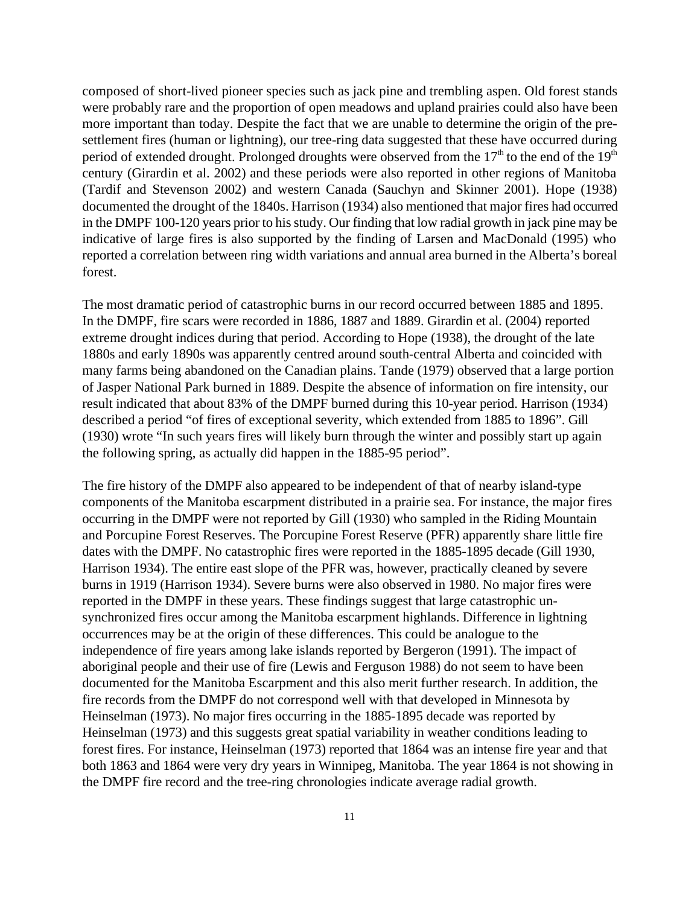composed of short-lived pioneer species such as jack pine and trembling aspen. Old forest stands were probably rare and the proportion of open meadows and upland prairies could also have been more important than today. Despite the fact that we are unable to determine the origin of the pre-settlement fires (human or lightning), our tree-ring data suggested that these have occurred during period of extended drought. Prolonged droughts were observed from the 17$^{th}$ to the end of the 19$^{th}$ century (Girardin et al. 2002) and these periods were also reported in other regions of Manitoba (Tardif and Stevenson 2002) and western Canada (Sauchyn and Skinner 2001). Hope (1938) documented the drought of the 1840s. Harrison (1934) also mentioned that major fires had occurred in the DMPF 100-120 years prior to his study. Our finding that low radial growth in jack pine may be indicative of large fires is also supported by the finding of Larsen and MacDonald (1995) who reported a correlation between ring width variations and annual area burned in the Alberta's boreal forest.

The most dramatic period of catastrophic burns in our record occurred between 1885 and 1895. In the DMPF, fire scars were recorded in 1886, 1887 and 1889. Girardin et al. (2004) reported extreme drought indices during that period. According to Hope (1938), the drought of the late 1880s and early 1890s was apparently centred around south-central Alberta and coincided with many farms being abandoned on the Canadian plains. Tande (1979) observed that a large portion of Jasper National Park burned in 1889. Despite the absence of information on fire intensity, our result indicated that about 83% of the DMPF burned during this 10-year period. Harrison (1934) described a period "of fires of exceptional severity, which extended from 1885 to 1896". Gill (1930) wrote "In such years fires will likely burn through the winter and possibly start up again the following spring, as actually did happen in the 1885-95 period".

The fire history of the DMPF also appeared to be independent of that of nearby island-type components of the Manitoba escarpment distributed in a prairie sea. For instance, the major fires occurring in the DMPF were not reported by Gill (1930) who sampled in the Riding Mountain and Porcupine Forest Reserves. The Porcupine Forest Reserve (PFR) apparently share little fire dates with the DMPF. No catastrophic fires were reported in the 1885-1895 decade (Gill 1930, Harrison 1934). The entire east slope of the PFR was, however, practically cleaned by severe burns in 1919 (Harrison 1934). Severe burns were also observed in 1980. No major fires were reported in the DMPF in these years. These findings suggest that large catastrophic un-synchronized fires occur among the Manitoba escarpment highlands. Difference in lightning occurrences may be at the origin of these differences. This could be analogue to the independence of fire years among lake islands reported by Bergeron (1991). The impact of aboriginal people and their use of fire (Lewis and Ferguson 1988) do not seem to have been documented for the Manitoba Escarpment and this also merit further research. In addition, the fire records from the DMPF do not correspond well with that developed in Minnesota by Heinselman (1973). No major fires occurring in the 1885-1895 decade was reported by Heinselman (1973) and this suggests great spatial variability in weather conditions leading to forest fires. For instance, Heinselman (1973) reported that 1864 was an intense fire year and that both 1863 and 1864 were very dry years in Winnipeg, Manitoba. The year 1864 is not showing in the DMPF fire record and the tree-ring chronologies indicate average radial growth.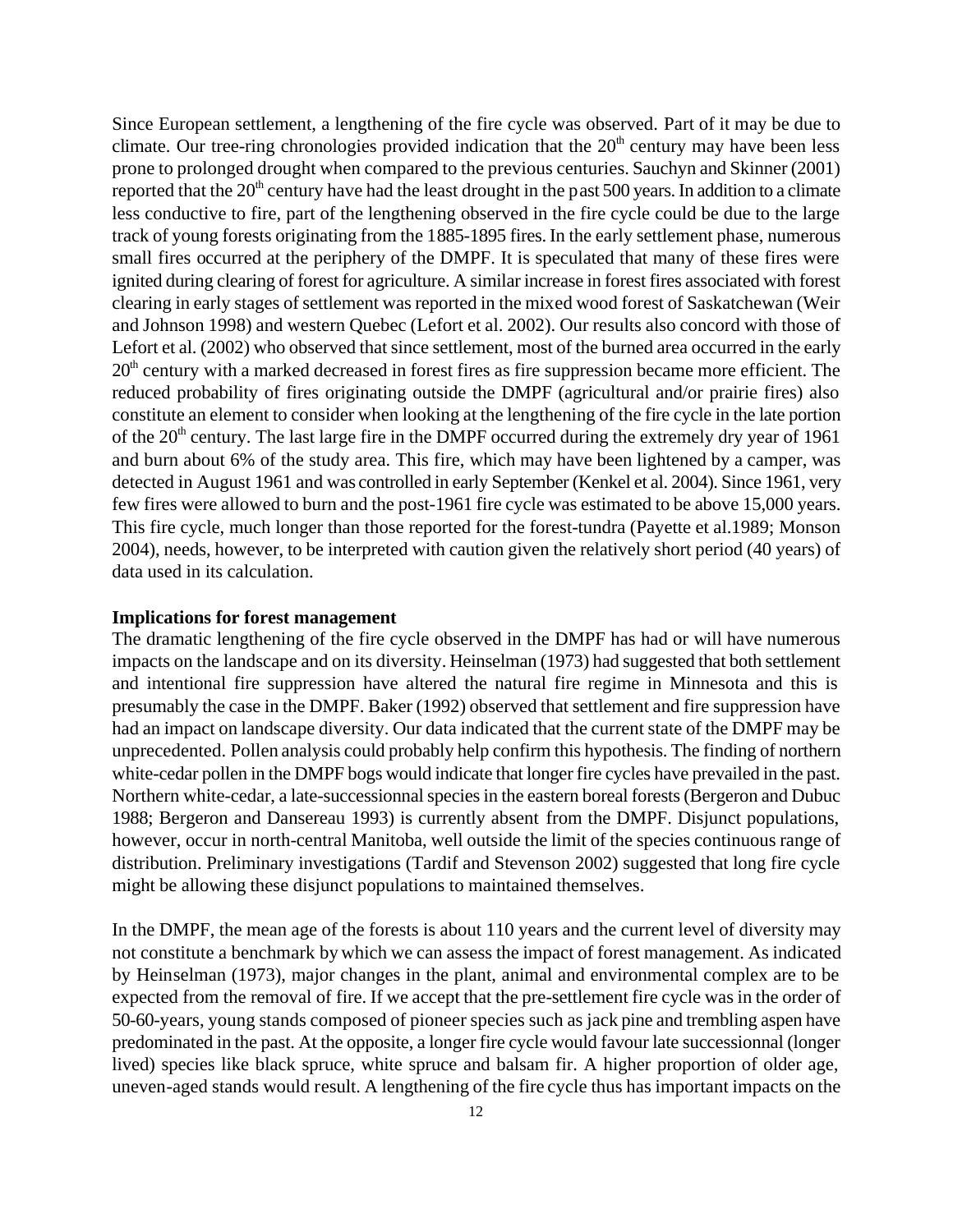Since European settlement, a lengthening of the fire cycle was observed. Part of it may be due to climate. Our tree-ring chronologies provided indication that the 20th century may have been less prone to prolonged drought when compared to the previous centuries. Sauchyn and Skinner (2001) reported that the 20th century have had the least drought in the past 500 years. In addition to a climate less conductive to fire, part of the lengthening observed in the fire cycle could be due to the large track of young forests originating from the 1885-1895 fires. In the early settlement phase, numerous small fires occurred at the periphery of the DMPF. It is speculated that many of these fires were ignited during clearing of forest for agriculture. A similar increase in forest fires associated with forest clearing in early stages of settlement was reported in the mixed wood forest of Saskatchewan (Weir and Johnson 1998) and western Quebec (Lefort et al. 2002). Our results also concord with those of Lefort et al. (2002) who observed that since settlement, most of the burned area occurred in the early 20th century with a marked decreased in forest fires as fire suppression became more efficient. The reduced probability of fires originating outside the DMPF (agricultural and/or prairie fires) also constitute an element to consider when looking at the lengthening of the fire cycle in the late portion of the 20th century. The last large fire in the DMPF occurred during the extremely dry year of 1961 and burn about 6% of the study area. This fire, which may have been lightened by a camper, was detected in August 1961 and was controlled in early September (Kenkel et al. 2004). Since 1961, very few fires were allowed to burn and the post-1961 fire cycle was estimated to be above 15,000 years. This fire cycle, much longer than those reported for the forest-tundra (Payette et al.1989; Monson 2004), needs, however, to be interpreted with caution given the relatively short period (40 years) of data used in its calculation.

**Implications for forest management**

The dramatic lengthening of the fire cycle observed in the DMPF has had or will have numerous impacts on the landscape and on its diversity. Heinselman (1973) had suggested that both settlement and intentional fire suppression have altered the natural fire regime in Minnesota and this is presumably the case in the DMPF. Baker (1992) observed that settlement and fire suppression have had an impact on landscape diversity. Our data indicated that the current state of the DMPF may be unprecedented. Pollen analysis could probably help confirm this hypothesis. The finding of northern white-cedar pollen in the DMPF bogs would indicate that longer fire cycles have prevailed in the past. Northern white-cedar, a late-successionnal species in the eastern boreal forests (Bergeron and Dubuc 1988; Bergeron and Dansereau 1993) is currently absent from the DMPF. Disjunct populations, however, occur in north-central Manitoba, well outside the limit of the species continuous range of distribution. Preliminary investigations (Tardif and Stevenson 2002) suggested that long fire cycle might be allowing these disjunct populations to maintained themselves.

In the DMPF, the mean age of the forests is about 110 years and the current level of diversity may not constitute a benchmark by which we can assess the impact of forest management. As indicated by Heinselman (1973), major changes in the plant, animal and environmental complex are to be expected from the removal of fire. If we accept that the pre-settlement fire cycle was in the order of 50-60-years, young stands composed of pioneer species such as jack pine and trembling aspen have predominated in the past. At the opposite, a longer fire cycle would favour late successionnal (longer lived) species like black spruce, white spruce and balsam fir. A higher proportion of older age, uneven-aged stands would result. A lengthening of the fire cycle thus has important impacts on the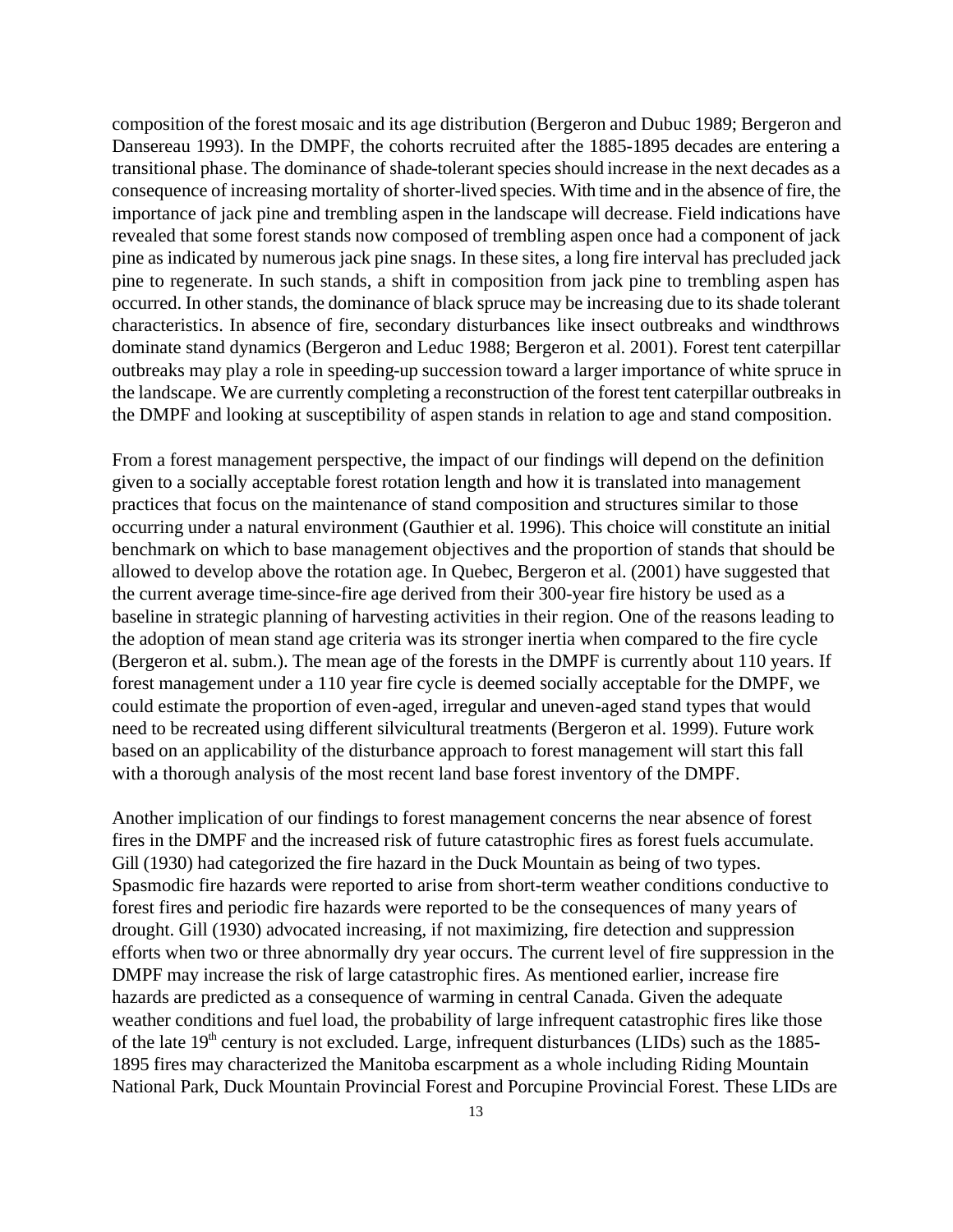composition of the forest mosaic and its age distribution (Bergeron and Dubuc 1989; Bergeron and Dansereau 1993). In the DMPF, the cohorts recruited after the 1885-1895 decades are entering a transitional phase. The dominance of shade-tolerant species should increase in the next decades as a consequence of increasing mortality of shorter-lived species. With time and in the absence of fire, the importance of jack pine and trembling aspen in the landscape will decrease. Field indications have revealed that some forest stands now composed of trembling aspen once had a component of jack pine as indicated by numerous jack pine snags. In these sites, a long fire interval has precluded jack pine to regenerate. In such stands, a shift in composition from jack pine to trembling aspen has occurred. In other stands, the dominance of black spruce may be increasing due to its shade tolerant characteristics. In absence of fire, secondary disturbances like insect outbreaks and windthrows dominate stand dynamics (Bergeron and Leduc 1988; Bergeron et al. 2001). Forest tent caterpillar outbreaks may play a role in speeding-up succession toward a larger importance of white spruce in the landscape. We are currently completing a reconstruction of the forest tent caterpillar outbreaks in the DMPF and looking at susceptibility of aspen stands in relation to age and stand composition.

From a forest management perspective, the impact of our findings will depend on the definition given to a socially acceptable forest rotation length and how it is translated into management practices that focus on the maintenance of stand composition and structures similar to those occurring under a natural environment (Gauthier et al. 1996). This choice will constitute an initial benchmark on which to base management objectives and the proportion of stands that should be allowed to develop above the rotation age. In Quebec, Bergeron et al. (2001) have suggested that the current average time-since-fire age derived from their 300-year fire history be used as a baseline in strategic planning of harvesting activities in their region. One of the reasons leading to the adoption of mean stand age criteria was its stronger inertia when compared to the fire cycle (Bergeron et al. subm.). The mean age of the forests in the DMPF is currently about 110 years. If forest management under a 110 year fire cycle is deemed socially acceptable for the DMPF, we could estimate the proportion of even-aged, irregular and uneven-aged stand types that would need to be recreated using different silvicultural treatments (Bergeron et al. 1999). Future work based on an applicability of the disturbance approach to forest management will start this fall with a thorough analysis of the most recent land base forest inventory of the DMPF.

Another implication of our findings to forest management concerns the near absence of forest fires in the DMPF and the increased risk of future catastrophic fires as forest fuels accumulate. Gill (1930) had categorized the fire hazard in the Duck Mountain as being of two types. Spasmodic fire hazards were reported to arise from short-term weather conditions conductive to forest fires and periodic fire hazards were reported to be the consequences of many years of drought. Gill (1930) advocated increasing, if not maximizing, fire detection and suppression efforts when two or three abnormally dry year occurs. The current level of fire suppression in the DMPF may increase the risk of large catastrophic fires. As mentioned earlier, increase fire hazards are predicted as a consequence of warming in central Canada. Given the adequate weather conditions and fuel load, the probability of large infrequent catastrophic fires like those of the late 19th century is not excluded. Large, infrequent disturbances (LIDs) such as the 1885-1895 fires may characterized the Manitoba escarpment as a whole including Riding Mountain National Park, Duck Mountain Provincial Forest and Porcupine Provincial Forest. These LIDs are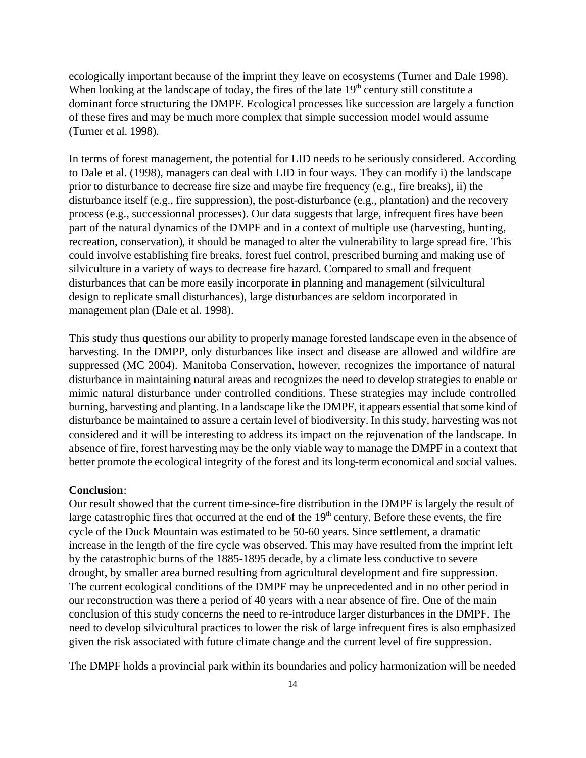ecologically important because of the imprint they leave on ecosystems (Turner and Dale 1998). When looking at the landscape of today, the fires of the late $19^{th}$ century still constitute a dominant force structuring the DMPF. Ecological processes like succession are largely a function of these fires and may be much more complex that simple succession model would assume (Turner et al. 1998).

In terms of forest management, the potential for LID needs to be seriously considered. According to Dale et al. (1998), managers can deal with LID in four ways. They can modify i) the landscape prior to disturbance to decrease fire size and maybe fire frequency (e.g., fire breaks), ii) the disturbance itself (e.g., fire suppression), the post-disturbance (e.g., plantation) and the recovery process (e.g., successionnal processes). Our data suggests that large, infrequent fires have been part of the natural dynamics of the DMPF and in a context of multiple use (harvesting, hunting, recreation, conservation), it should be managed to alter the vulnerability to large spread fire. This could involve establishing fire breaks, forest fuel control, prescribed burning and making use of silviculture in a variety of ways to decrease fire hazard. Compared to small and frequent disturbances that can be more easily incorporate in planning and management (silvicultural design to replicate small disturbances), large disturbances are seldom incorporated in management plan (Dale et al. 1998).

This study thus questions our ability to properly manage forested landscape even in the absence of harvesting. In the DMPP, only disturbances like insect and disease are allowed and wildfire are suppressed (MC 2004). Manitoba Conservation, however, recognizes the importance of natural disturbance in maintaining natural areas and recognizes the need to develop strategies to enable or mimic natural disturbance under controlled conditions. These strategies may include controlled burning, harvesting and planting. In a landscape like the DMPF, it appears essential that some kind of disturbance be maintained to assure a certain level of biodiversity. In this study, harvesting was not considered and it will be interesting to address its impact on the rejuvenation of the landscape. In absence of fire, forest harvesting may be the only viable way to manage the DMPF in a context that better promote the ecological integrity of the forest and its long-term economical and social values.

**Conclusion**:
Our result showed that the current time-since-fire distribution in the DMPF is largely the result of large catastrophic fires that occurred at the end of the $19^{th}$ century. Before these events, the fire cycle of the Duck Mountain was estimated to be 50-60 years. Since settlement, a dramatic increase in the length of the fire cycle was observed. This may have resulted from the imprint left by the catastrophic burns of the 1885-1895 decade, by a climate less conductive to severe drought, by smaller area burned resulting from agricultural development and fire suppression. The current ecological conditions of the DMPF may be unprecedented and in no other period in our reconstruction was there a period of 40 years with a near absence of fire. One of the main conclusion of this study concerns the need to re-introduce larger disturbances in the DMPF. The need to develop silvicultural practices to lower the risk of large infrequent fires is also emphasized given the risk associated with future climate change and the current level of fire suppression.

The DMPF holds a provincial park within its boundaries and policy harmonization will be needed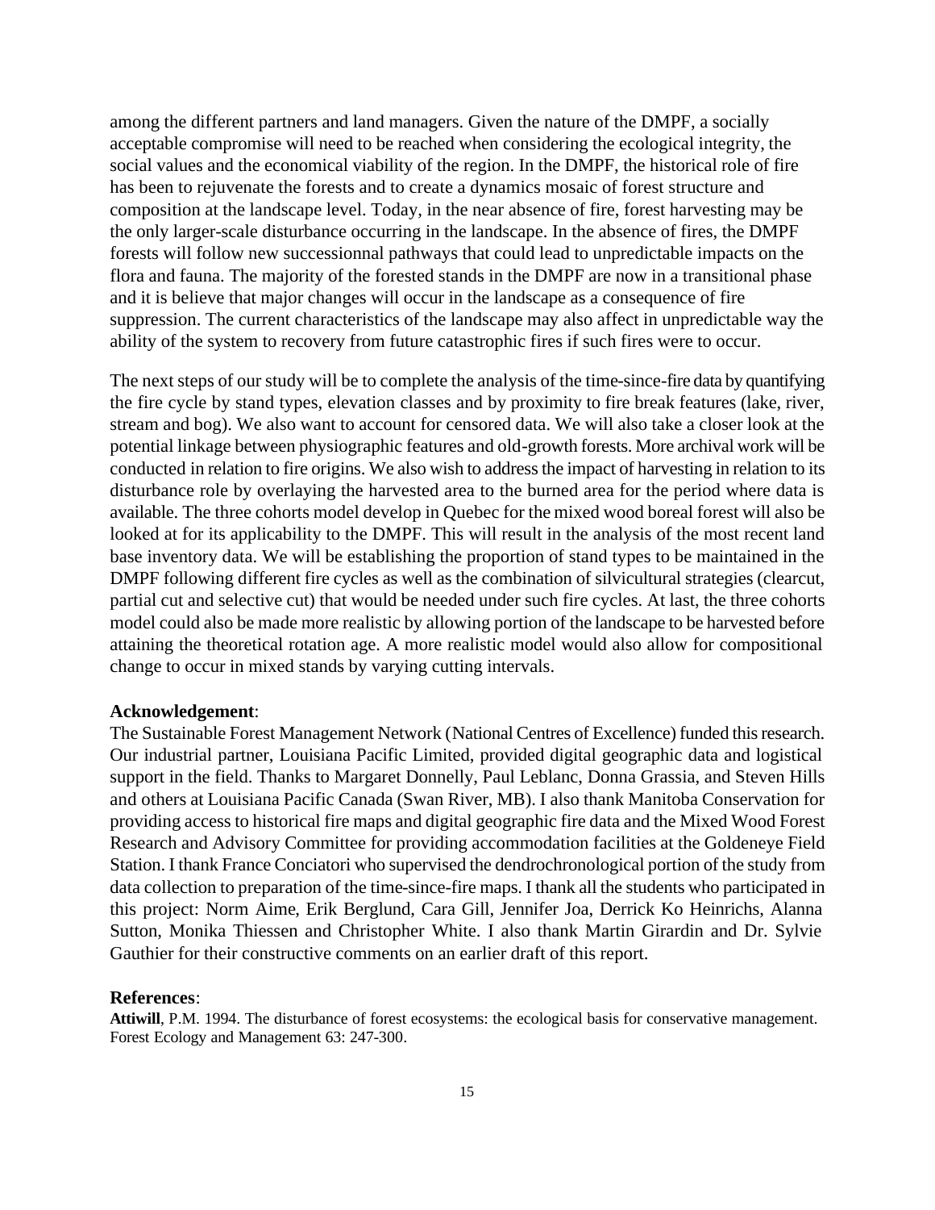among the different partners and land managers. Given the nature of the DMPF, a socially acceptable compromise will need to be reached when considering the ecological integrity, the social values and the economical viability of the region. In the DMPF, the historical role of fire has been to rejuvenate the forests and to create a dynamics mosaic of forest structure and composition at the landscape level. Today, in the near absence of fire, forest harvesting may be the only larger-scale disturbance occurring in the landscape. In the absence of fires, the DMPF forests will follow new successionnal pathways that could lead to unpredictable impacts on the flora and fauna. The majority of the forested stands in the DMPF are now in a transitional phase and it is believe that major changes will occur in the landscape as a consequence of fire suppression. The current characteristics of the landscape may also affect in unpredictable way the ability of the system to recovery from future catastrophic fires if such fires were to occur.

The next steps of our study will be to complete the analysis of the time-since-fire data by quantifying the fire cycle by stand types, elevation classes and by proximity to fire break features (lake, river, stream and bog). We also want to account for censored data. We will also take a closer look at the potential linkage between physiographic features and old-growth forests. More archival work will be conducted in relation to fire origins. We also wish to address the impact of harvesting in relation to its disturbance role by overlaying the harvested area to the burned area for the period where data is available. The three cohorts model develop in Quebec for the mixed wood boreal forest will also be looked at for its applicability to the DMPF. This will result in the analysis of the most recent land base inventory data. We will be establishing the proportion of stand types to be maintained in the DMPF following different fire cycles as well as the combination of silvicultural strategies (clearcut, partial cut and selective cut) that would be needed under such fire cycles. At last, the three cohorts model could also be made more realistic by allowing portion of the landscape to be harvested before attaining the theoretical rotation age. A more realistic model would also allow for compositional change to occur in mixed stands by varying cutting intervals.

**Acknowledgement**:
The Sustainable Forest Management Network (National Centres of Excellence) funded this research. Our industrial partner, Louisiana Pacific Limited, provided digital geographic data and logistical support in the field. Thanks to Margaret Donnelly, Paul Leblanc, Donna Grassia, and Steven Hills and others at Louisiana Pacific Canada (Swan River, MB). I also thank Manitoba Conservation for providing access to historical fire maps and digital geographic fire data and the Mixed Wood Forest Research and Advisory Committee for providing accommodation facilities at the Goldeneye Field Station. I thank France Conciatori who supervised the dendrochronological portion of the study from data collection to preparation of the time-since-fire maps. I thank all the students who participated in this project: Norm Aime, Erik Berglund, Cara Gill, Jennifer Joa, Derrick Ko Heinrichs, Alanna Sutton, Monika Thiessen and Christopher White. I also thank Martin Girardin and Dr. Sylvie Gauthier for their constructive comments on an earlier draft of this report.

**References**:

**Attiwill**, P.M. 1994. The disturbance of forest ecosystems: the ecological basis for conservative management. Forest Ecology and Management 63: 247-300.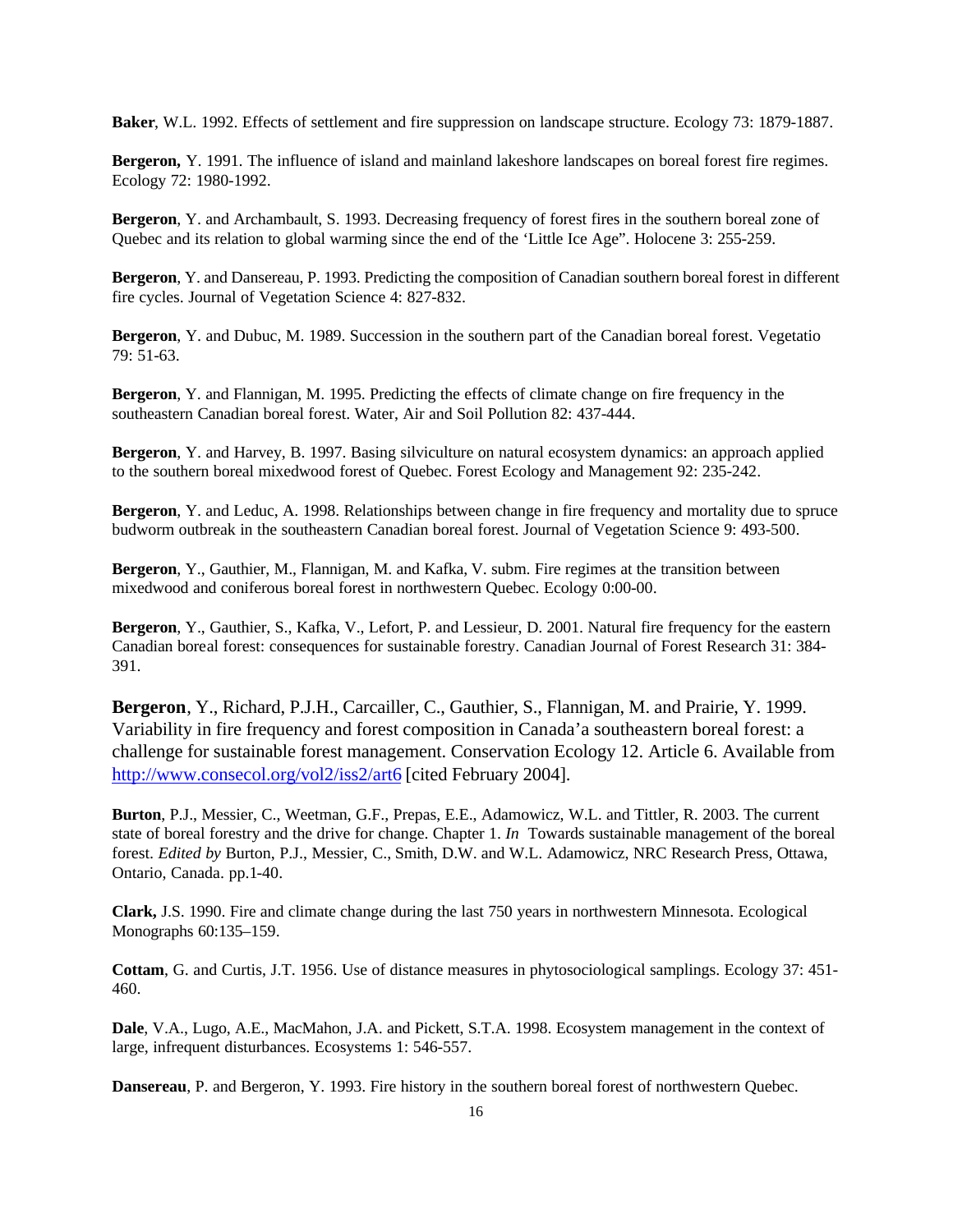**Baker**, W.L. 1992. Effects of settlement and fire suppression on landscape structure. Ecology 73: 1879-1887.

**Bergeron,** Y. 1991. The influence of island and mainland lakeshore landscapes on boreal forest fire regimes. Ecology 72: 1980-1992.

**Bergeron**, Y. and Archambault, S. 1993. Decreasing frequency of forest fires in the southern boreal zone of Quebec and its relation to global warming since the end of the 'Little Ice Age". Holocene 3: 255-259.

**Bergeron**, Y. and Dansereau, P. 1993. Predicting the composition of Canadian southern boreal forest in different fire cycles. Journal of Vegetation Science 4: 827-832.

**Bergeron**, Y. and Dubuc, M. 1989. Succession in the southern part of the Canadian boreal forest. Vegetatio 79: 51-63.

**Bergeron**, Y. and Flannigan, M. 1995. Predicting the effects of climate change on fire frequency in the southeastern Canadian boreal forest. Water, Air and Soil Pollution 82: 437-444.

**Bergeron**, Y. and Harvey, B. 1997. Basing silviculture on natural ecosystem dynamics: an approach applied to the southern boreal mixedwood forest of Quebec. Forest Ecology and Management 92: 235-242.

**Bergeron**, Y. and Leduc, A. 1998. Relationships between change in fire frequency and mortality due to spruce budworm outbreak in the southeastern Canadian boreal forest. Journal of Vegetation Science 9: 493-500.

**Bergeron**, Y., Gauthier, M., Flannigan, M. and Kafka, V. subm. Fire regimes at the transition between mixedwood and coniferous boreal forest in northwestern Quebec. Ecology 0:00-00.

**Bergeron**, Y., Gauthier, S., Kafka, V., Lefort, P. and Lessieur, D. 2001. Natural fire frequency for the eastern Canadian boreal forest: consequences for sustainable forestry. Canadian Journal of Forest Research 31: 384-391.

**Bergeron**, Y., Richard, P.J.H., Carcailler, C., Gauthier, S., Flannigan, M. and Prairie, Y. 1999. Variability in fire frequency and forest composition in Canada's southeastern boreal forest: a challenge for sustainable forest management. Conservation Ecology 12. Article 6. Available from http://www.consecol.org/vol2/iss2/art6 [cited February 2004].

**Burton**, P.J., Messier, C., Weetman, G.F., Prepas, E.E., Adamowicz, W.L. and Tittler, R. 2003. The current state of boreal forestry and the drive for change. Chapter 1. *In* Towards sustainable management of the boreal forest. *Edited by* Burton, P.J., Messier, C., Smith, D.W. and W.L. Adamowicz, NRC Research Press, Ottawa, Ontario, Canada. pp.1-40.

**Clark,** J.S. 1990. Fire and climate change during the last 750 years in northwestern Minnesota. Ecological Monographs 60:135–159.

**Cottam**, G. and Curtis, J.T. 1956. Use of distance measures in phytosociological samplings. Ecology 37: 451-460.

**Dale**, V.A., Lugo, A.E., MacMahon, J.A. and Pickett, S.T.A. 1998. Ecosystem management in the context of large, infrequent disturbances. Ecosystems 1: 546-557.

**Dansereau**, P. and Bergeron, Y. 1993. Fire history in the southern boreal forest of northwestern Quebec.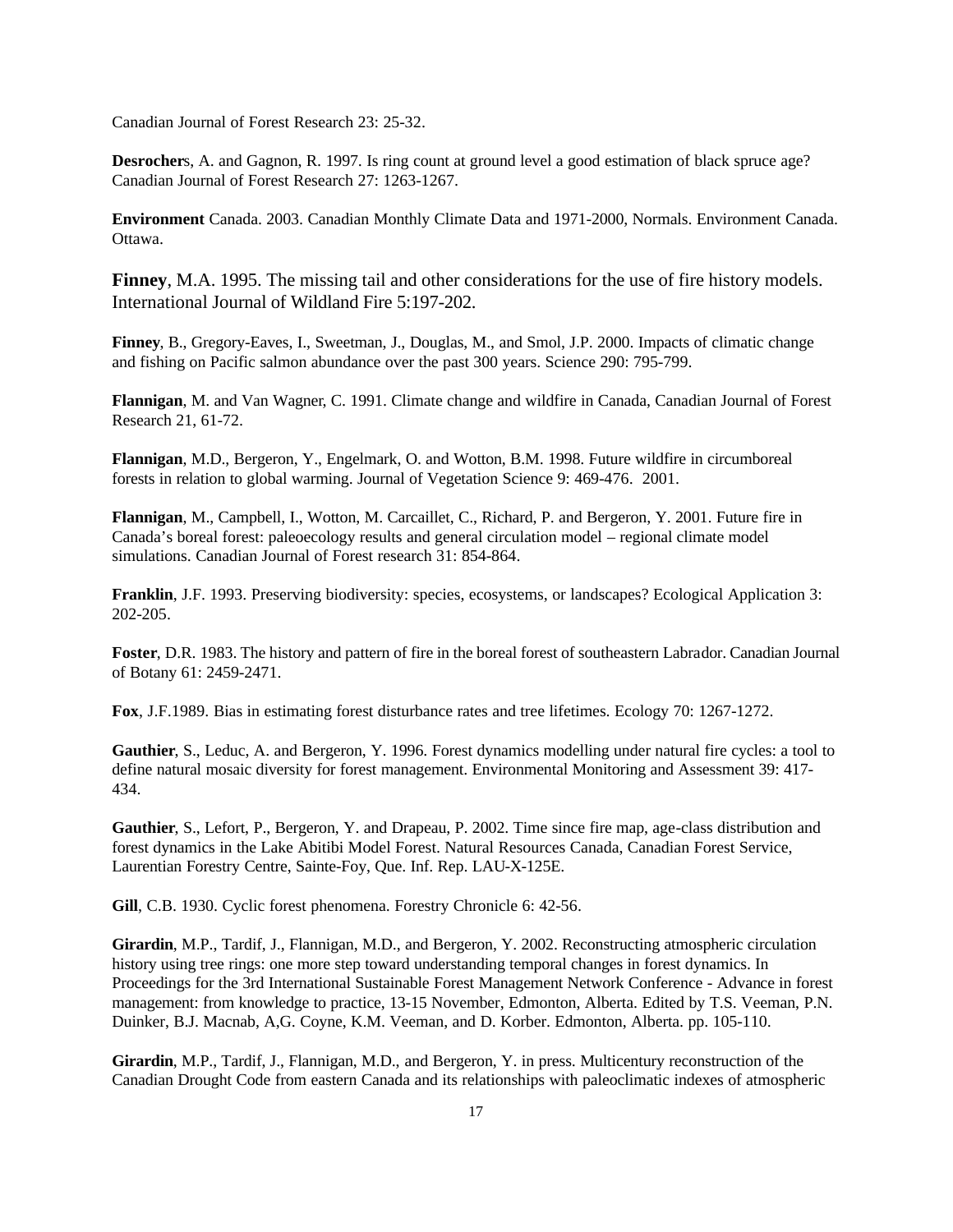Canadian Journal of Forest Research 23: 25-32.

**Desrocher**s, A. and Gagnon, R. 1997. Is ring count at ground level a good estimation of black spruce age? Canadian Journal of Forest Research 27: 1263-1267.

**Environment** Canada. 2003. Canadian Monthly Climate Data and 1971-2000, Normals. Environment Canada. Ottawa.

**Finney**, M.A. 1995. The missing tail and other considerations for the use of fire history models. International Journal of Wildland Fire 5:197-202.

**Finney**, B., Gregory-Eaves, I., Sweetman, J., Douglas, M., and Smol, J.P. 2000. Impacts of climatic change and fishing on Pacific salmon abundance over the past 300 years. Science 290: 795-799.

**Flannigan**, M. and Van Wagner, C. 1991. Climate change and wildfire in Canada, Canadian Journal of Forest Research 21, 61-72.

**Flannigan**, M.D., Bergeron, Y., Engelmark, O. and Wotton, B.M. 1998. Future wildfire in circumboreal forests in relation to global warming. Journal of Vegetation Science 9: 469-476. 2001.

**Flannigan**, M., Campbell, I., Wotton, M. Carcaillet, C., Richard, P. and Bergeron, Y. 2001. Future fire in Canada's boreal forest: paleoecology results and general circulation model – regional climate model simulations. Canadian Journal of Forest research 31: 854-864.

**Franklin**, J.F. 1993. Preserving biodiversity: species, ecosystems, or landscapes? Ecological Application 3: 202-205.

**Foster**, D.R. 1983. The history and pattern of fire in the boreal forest of southeastern Labrador. Canadian Journal of Botany 61: 2459-2471.

**Fox**, J.F.1989. Bias in estimating forest disturbance rates and tree lifetimes. Ecology 70: 1267-1272.

**Gauthier**, S., Leduc, A. and Bergeron, Y. 1996. Forest dynamics modelling under natural fire cycles: a tool to define natural mosaic diversity for forest management. Environmental Monitoring and Assessment 39: 417-434.

**Gauthier**, S., Lefort, P., Bergeron, Y. and Drapeau, P. 2002. Time since fire map, age-class distribution and forest dynamics in the Lake Abitibi Model Forest. Natural Resources Canada, Canadian Forest Service, Laurentian Forestry Centre, Sainte-Foy, Que. Inf. Rep. LAU-X-125E.

**Gill**, C.B. 1930. Cyclic forest phenomena. Forestry Chronicle 6: 42-56.

**Girardin**, M.P., Tardif, J., Flannigan, M.D., and Bergeron, Y. 2002. Reconstructing atmospheric circulation history using tree rings: one more step toward understanding temporal changes in forest dynamics. In Proceedings for the 3rd International Sustainable Forest Management Network Conference - Advance in forest management: from knowledge to practice, 13-15 November, Edmonton, Alberta. Edited by T.S. Veeman, P.N. Duinker, B.J. Macnab, A,G. Coyne, K.M. Veeman, and D. Korber. Edmonton, Alberta. pp. 105-110.

**Girardin**, M.P., Tardif, J., Flannigan, M.D., and Bergeron, Y. in press. Multicentury reconstruction of the Canadian Drought Code from eastern Canada and its relationships with paleoclimatic indexes of atmospheric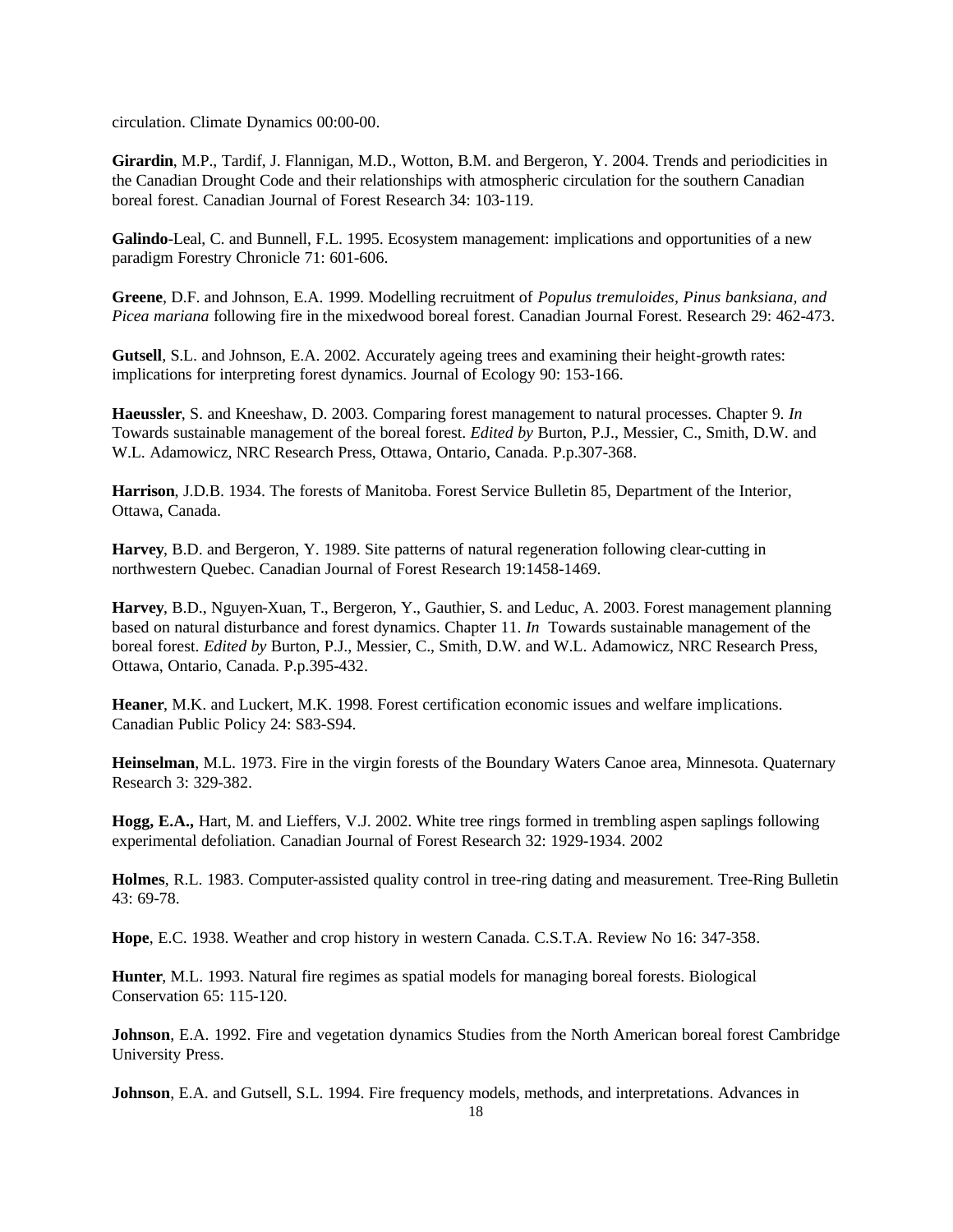circulation. Climate Dynamics 00:00-00.

**Girardin**, M.P., Tardif, J. Flannigan, M.D., Wotton, B.M. and Bergeron, Y. 2004. Trends and periodicities in the Canadian Drought Code and their relationships with atmospheric circulation for the southern Canadian boreal forest. Canadian Journal of Forest Research 34: 103-119.

**Galindo**-Leal, C. and Bunnell, F.L. 1995. Ecosystem management: implications and opportunities of a new paradigm Forestry Chronicle 71: 601-606.

**Greene**, D.F. and Johnson, E.A. 1999. Modelling recruitment of *Populus tremuloides, Pinus banksiana, and Picea mariana* following fire in the mixedwood boreal forest. Canadian Journal Forest. Research 29: 462-473.

**Gutsell**, S.L. and Johnson, E.A. 2002. Accurately ageing trees and examining their height-growth rates: implications for interpreting forest dynamics. Journal of Ecology 90: 153-166.

**Haeussler**, S. and Kneeshaw, D. 2003. Comparing forest management to natural processes. Chapter 9. *In* Towards sustainable management of the boreal forest. *Edited by* Burton, P.J., Messier, C., Smith, D.W. and W.L. Adamowicz, NRC Research Press, Ottawa, Ontario, Canada. P.p.307-368.

**Harrison**, J.D.B. 1934. The forests of Manitoba. Forest Service Bulletin 85, Department of the Interior, Ottawa, Canada.

**Harvey**, B.D. and Bergeron, Y. 1989. Site patterns of natural regeneration following clear-cutting in northwestern Quebec. Canadian Journal of Forest Research 19:1458-1469.

**Harvey**, B.D., Nguyen-Xuan, T., Bergeron, Y., Gauthier, S. and Leduc, A. 2003. Forest management planning based on natural disturbance and forest dynamics. Chapter 11. *In* Towards sustainable management of the boreal forest. *Edited by* Burton, P.J., Messier, C., Smith, D.W. and W.L. Adamowicz, NRC Research Press, Ottawa, Ontario, Canada. P.p.395-432.

**Heaner**, M.K. and Luckert, M.K. 1998. Forest certification economic issues and welfare implications. Canadian Public Policy 24: S83-S94.

**Heinselman**, M.L. 1973. Fire in the virgin forests of the Boundary Waters Canoe area, Minnesota. Quaternary Research 3: 329-382.

**Hogg, E.A.,** Hart, M. and Lieffers, V.J. 2002. White tree rings formed in trembling aspen saplings following experimental defoliation. Canadian Journal of Forest Research 32: 1929-1934. 2002

**Holmes**, R.L. 1983. Computer-assisted quality control in tree-ring dating and measurement. Tree-Ring Bulletin 43: 69-78.

**Hope**, E.C. 1938. Weather and crop history in western Canada. C.S.T.A. Review No 16: 347-358.

**Hunter**, M.L. 1993. Natural fire regimes as spatial models for managing boreal forests. Biological Conservation 65: 115-120.

**Johnson**, E.A. 1992. Fire and vegetation dynamics Studies from the North American boreal forest Cambridge University Press.

**Johnson**, E.A. and Gutsell, S.L. 1994. Fire frequency models, methods, and interpretations. Advances in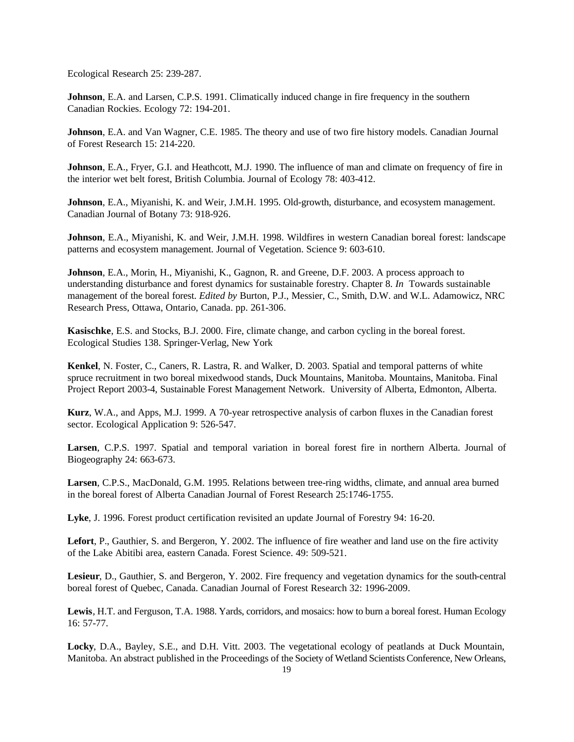Ecological Research 25: 239-287.

**Johnson**, E.A. and Larsen, C.P.S. 1991. Climatically induced change in fire frequency in the southern Canadian Rockies. Ecology 72: 194-201.

**Johnson**, E.A. and Van Wagner, C.E. 1985. The theory and use of two fire history models. Canadian Journal of Forest Research 15: 214-220.

**Johnson**, E.A., Fryer, G.I. and Heathcott, M.J. 1990. The influence of man and climate on frequency of fire in the interior wet belt forest, British Columbia. Journal of Ecology 78: 403-412.

**Johnson**, E.A., Miyanishi, K. and Weir, J.M.H. 1995. Old-growth, disturbance, and ecosystem management. Canadian Journal of Botany 73: 918-926.

**Johnson**, E.A., Miyanishi, K. and Weir, J.M.H. 1998. Wildfires in western Canadian boreal forest: landscape patterns and ecosystem management. Journal of Vegetation. Science 9: 603-610.

**Johnson**, E.A., Morin, H., Miyanishi, K., Gagnon, R. and Greene, D.F. 2003. A process approach to understanding disturbance and forest dynamics for sustainable forestry. Chapter 8. *In* Towards sustainable management of the boreal forest. *Edited by* Burton, P.J., Messier, C., Smith, D.W. and W.L. Adamowicz, NRC Research Press, Ottawa, Ontario, Canada. pp. 261-306.

**Kasischke**, E.S. and Stocks, B.J. 2000. Fire, climate change, and carbon cycling in the boreal forest. Ecological Studies 138. Springer-Verlag, New York

**Kenkel**, N. Foster, C., Caners, R. Lastra, R. and Walker, D. 2003. Spatial and temporal patterns of white spruce recruitment in two boreal mixedwood stands, Duck Mountains, Manitoba. Mountains, Manitoba. Final Project Report 2003-4, Sustainable Forest Management Network. University of Alberta, Edmonton, Alberta.

**Kurz**, W.A., and Apps, M.J. 1999. A 70-year retrospective analysis of carbon fluxes in the Canadian forest sector. Ecological Application 9: 526-547.

**Larsen**, C.P.S. 1997. Spatial and temporal variation in boreal forest fire in northern Alberta. Journal of Biogeography 24: 663-673.

**Larsen**, C.P.S., MacDonald, G.M. 1995. Relations between tree-ring widths, climate, and annual area burned in the boreal forest of Alberta Canadian Journal of Forest Research 25:1746-1755.

**Lyke**, J. 1996. Forest product certification revisited an update Journal of Forestry 94: 16-20.

**Lefort**, P., Gauthier, S. and Bergeron, Y. 2002. The influence of fire weather and land use on the fire activity of the Lake Abitibi area, eastern Canada. Forest Science. 49: 509-521.

**Lesieur**, D., Gauthier, S. and Bergeron, Y. 2002. Fire frequency and vegetation dynamics for the south-central boreal forest of Quebec, Canada. Canadian Journal of Forest Research 32: 1996-2009.

**Lewis**, H.T. and Ferguson, T.A. 1988. Yards, corridors, and mosaics: how to burn a boreal forest. Human Ecology 16: 57-77.

**Locky**, D.A., Bayley, S.E., and D.H. Vitt. 2003. The vegetational ecology of peatlands at Duck Mountain, Manitoba. An abstract published in the Proceedings of the Society of Wetland Scientists Conference, New Orleans,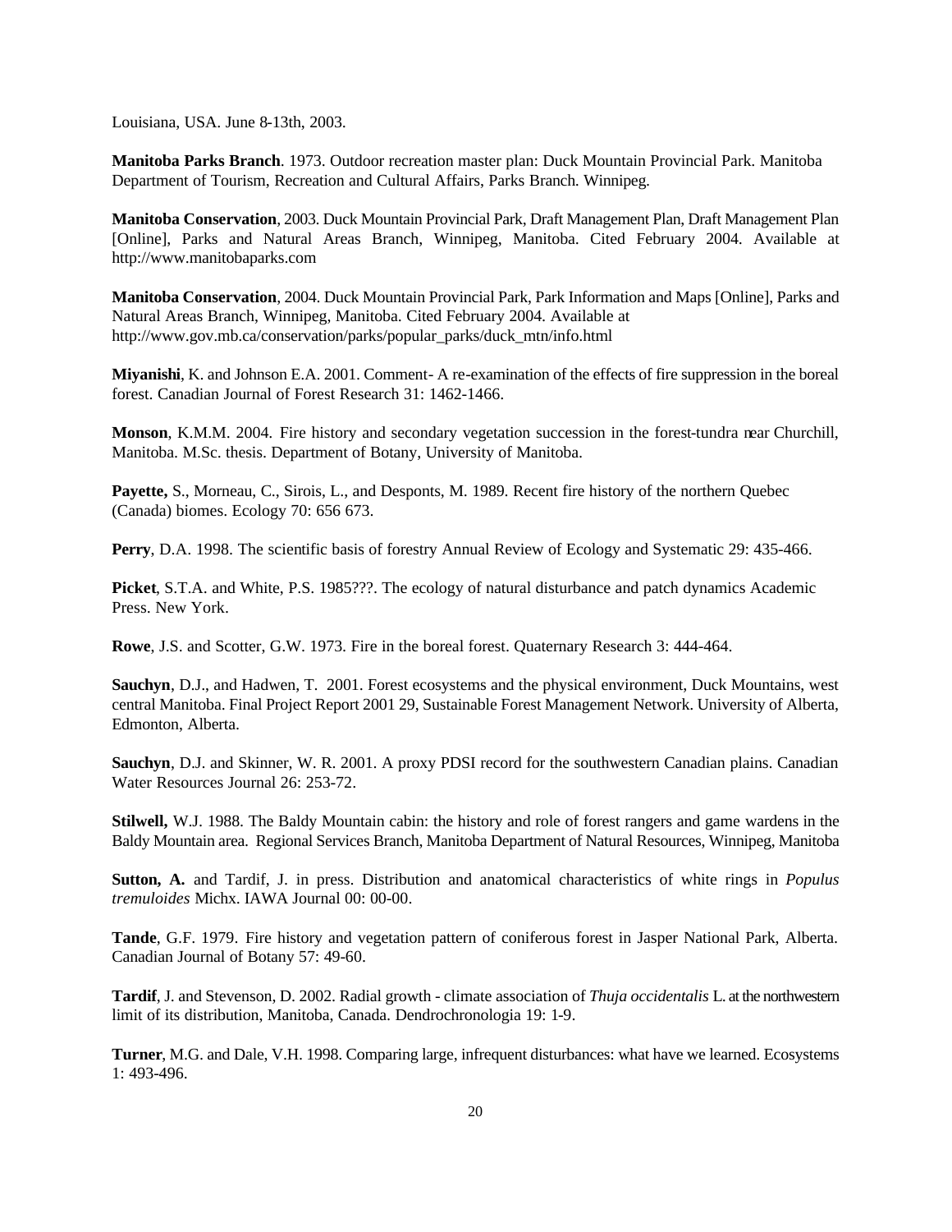Louisiana, USA. June 8-13th, 2003.

**Manitoba Parks Branch**. 1973. Outdoor recreation master plan: Duck Mountain Provincial Park. Manitoba Department of Tourism, Recreation and Cultural Affairs, Parks Branch. Winnipeg.

**Manitoba Conservation**, 2003. Duck Mountain Provincial Park, Draft Management Plan, Draft Management Plan [Online], Parks and Natural Areas Branch, Winnipeg, Manitoba. Cited February 2004. Available at http://www.manitobaparks.com

**Manitoba Conservation**, 2004. Duck Mountain Provincial Park, Park Information and Maps [Online], Parks and Natural Areas Branch, Winnipeg, Manitoba. Cited February 2004. Available at http://www.gov.mb.ca/conservation/parks/popular_parks/duck_mtn/info.html

**Miyanishi**, K. and Johnson E.A. 2001. Comment- A re-examination of the effects of fire suppression in the boreal forest. Canadian Journal of Forest Research 31: 1462-1466.

**Monson**, K.M.M. 2004. Fire history and secondary vegetation succession in the forest-tundra near Churchill, Manitoba. M.Sc. thesis. Department of Botany, University of Manitoba.

**Payette,** S., Morneau, C., Sirois, L., and Desponts, M. 1989. Recent fire history of the northern Quebec (Canada) biomes. Ecology 70: 656 673.

**Perry**, D.A. 1998. The scientific basis of forestry Annual Review of Ecology and Systematic 29: 435-466.

**Picket**, S.T.A. and White, P.S. 1985???. The ecology of natural disturbance and patch dynamics Academic Press. New York.

**Rowe**, J.S. and Scotter, G.W. 1973. Fire in the boreal forest. Quaternary Research 3: 444-464.

**Sauchyn**, D.J., and Hadwen, T. 2001. Forest ecosystems and the physical environment, Duck Mountains, west central Manitoba. Final Project Report 2001 29, Sustainable Forest Management Network. University of Alberta, Edmonton, Alberta.

**Sauchyn**, D.J. and Skinner, W. R. 2001. A proxy PDSI record for the southwestern Canadian plains. Canadian Water Resources Journal 26: 253-72.

**Stilwell,** W.J. 1988. The Baldy Mountain cabin: the history and role of forest rangers and game wardens in the Baldy Mountain area. Regional Services Branch, Manitoba Department of Natural Resources, Winnipeg, Manitoba

**Sutton, A.** and Tardif, J. in press. Distribution and anatomical characteristics of white rings in *Populus tremuloides* Michx. IAWA Journal 00: 00-00.

**Tande**, G.F. 1979. Fire history and vegetation pattern of coniferous forest in Jasper National Park, Alberta. Canadian Journal of Botany 57: 49-60.

**Tardif**, J. and Stevenson, D. 2002. Radial growth - climate association of *Thuja occidentalis* L. at the northwestern limit of its distribution, Manitoba, Canada. Dendrochronologia 19: 1-9.

**Turner**, M.G. and Dale, V.H. 1998. Comparing large, infrequent disturbances: what have we learned. Ecosystems 1: 493-496.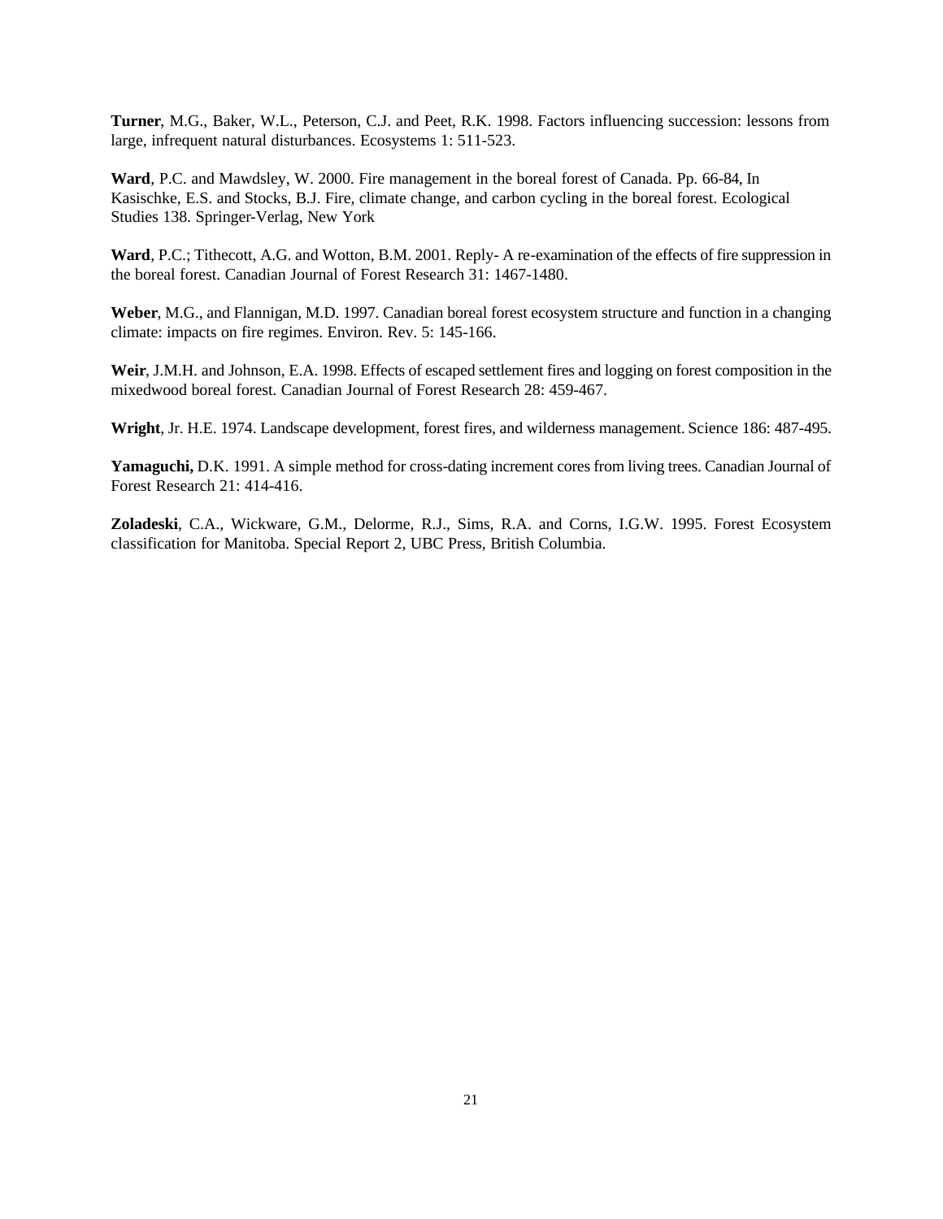**Turner**, M.G., Baker, W.L., Peterson, C.J. and Peet, R.K. 1998. Factors influencing succession: lessons from large, infrequent natural disturbances. Ecosystems 1: 511-523.

**Ward**, P.C. and Mawdsley, W. 2000. Fire management in the boreal forest of Canada. Pp. 66-84, In Kasischke, E.S. and Stocks, B.J. Fire, climate change, and carbon cycling in the boreal forest. Ecological Studies 138. Springer-Verlag, New York

**Ward**, P.C.; Tithecott, A.G. and Wotton, B.M. 2001. Reply- A re-examination of the effects of fire suppression in the boreal forest. Canadian Journal of Forest Research 31: 1467-1480.

**Weber**, M.G., and Flannigan, M.D. 1997. Canadian boreal forest ecosystem structure and function in a changing climate: impacts on fire regimes. Environ. Rev. 5: 145-166.

**Weir**, J.M.H. and Johnson, E.A. 1998. Effects of escaped settlement fires and logging on forest composition in the mixedwood boreal forest. Canadian Journal of Forest Research 28: 459-467.

**Wright**, Jr. H.E. 1974. Landscape development, forest fires, and wilderness management. Science 186: 487-495.

**Yamaguchi,** D.K. 1991. A simple method for cross-dating increment cores from living trees. Canadian Journal of Forest Research 21: 414-416.

**Zoladeski**, C.A., Wickware, G.M., Delorme, R.J., Sims, R.A. and Corns, I.G.W. 1995. Forest Ecosystem classification for Manitoba. Special Report 2, UBC Press, British Columbia.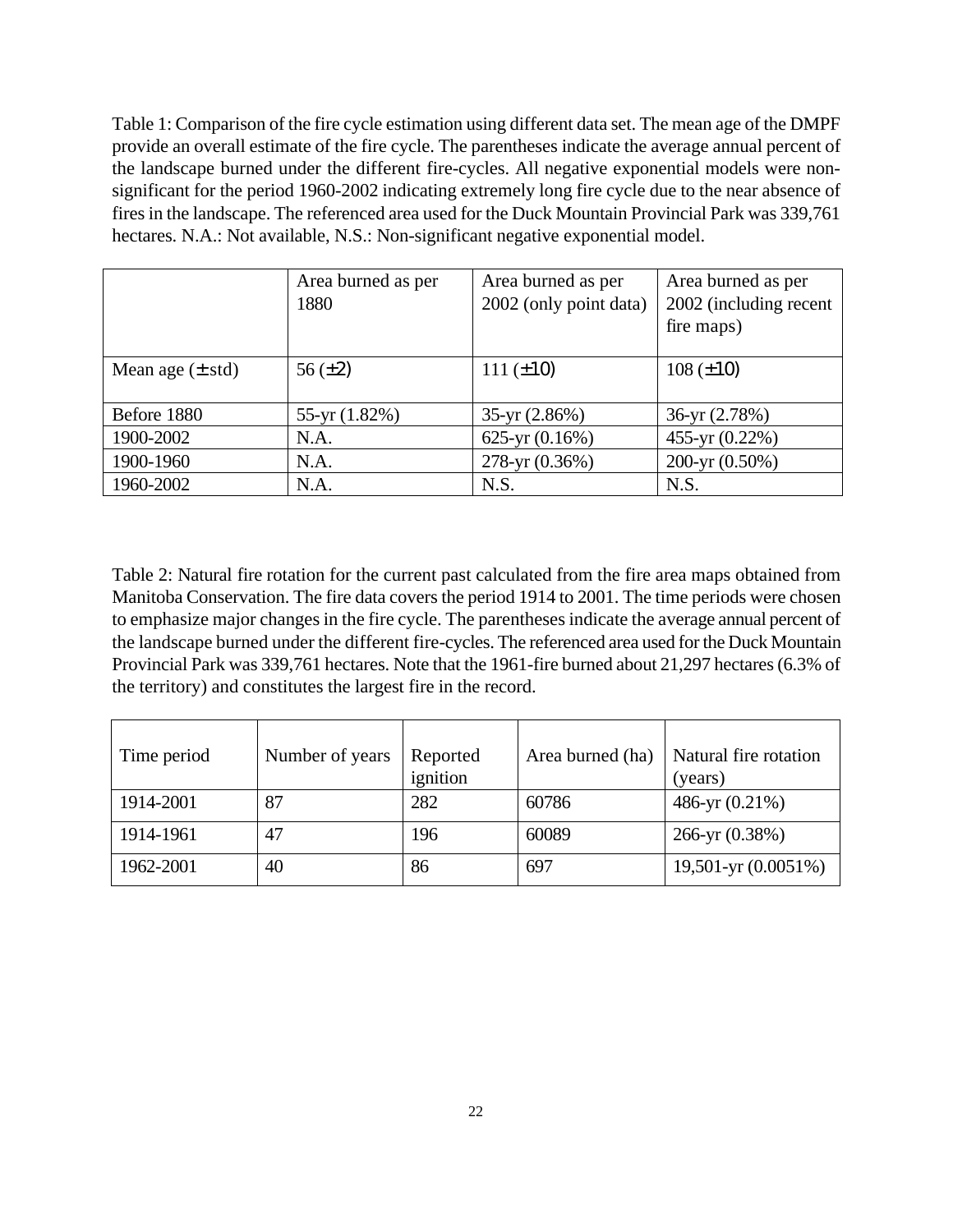Table 1: Comparison of the fire cycle estimation using different data set. The mean age of the DMPF provide an overall estimate of the fire cycle. The parentheses indicate the average annual percent of the landscape burned under the different fire-cycles. All negative exponential models were non-significant for the period 1960-2002 indicating extremely long fire cycle due to the near absence of fires in the landscape. The referenced area used for the Duck Mountain Provincial Park was 339,761 hectares. N.A.: Not available, N.S.: Non-significant negative exponential model.

| | Area burned as per 1880 | Area burned as per 2002 (only point data) | Area burned as per 2002 (including recent fire maps) |
|---|---|---|---|
| Mean age (± std) | 56 (±2) | 111 (±10) | 108 (±10) |
| Before 1880 | 55-yr (1.82%) | 35-yr (2.86%) | 36-yr (2.78%) |
| 1900-2002 | N.A. | 625-yr (0.16%) | 455-yr (0.22%) |
| 1900-1960 | N.A. | 278-yr (0.36%) | 200-yr (0.50%) |
| 1960-2002 | N.A. | N.S. | N.S. |

Table 2: Natural fire rotation for the current past calculated from the fire area maps obtained from Manitoba Conservation. The fire data covers the period 1914 to 2001. The time periods were chosen to emphasize major changes in the fire cycle. The parentheses indicate the average annual percent of the landscape burned under the different fire-cycles. The referenced area used for the Duck Mountain Provincial Park was 339,761 hectares. Note that the 1961-fire burned about 21,297 hectares (6.3% of the territory) and constitutes the largest fire in the record.

| Time period | Number of years | Reported ignition | Area burned (ha) | Natural fire rotation (years) |
|---|---|---|---|---|
| 1914-2001 | 87 | 282 | 60786 | 486-yr (0.21%) |
| 1914-1961 | 47 | 196 | 60089 | 266-yr (0.38%) |
| 1962-2001 | 40 | 86 | 697 | 19,501-yr (0.0051%) |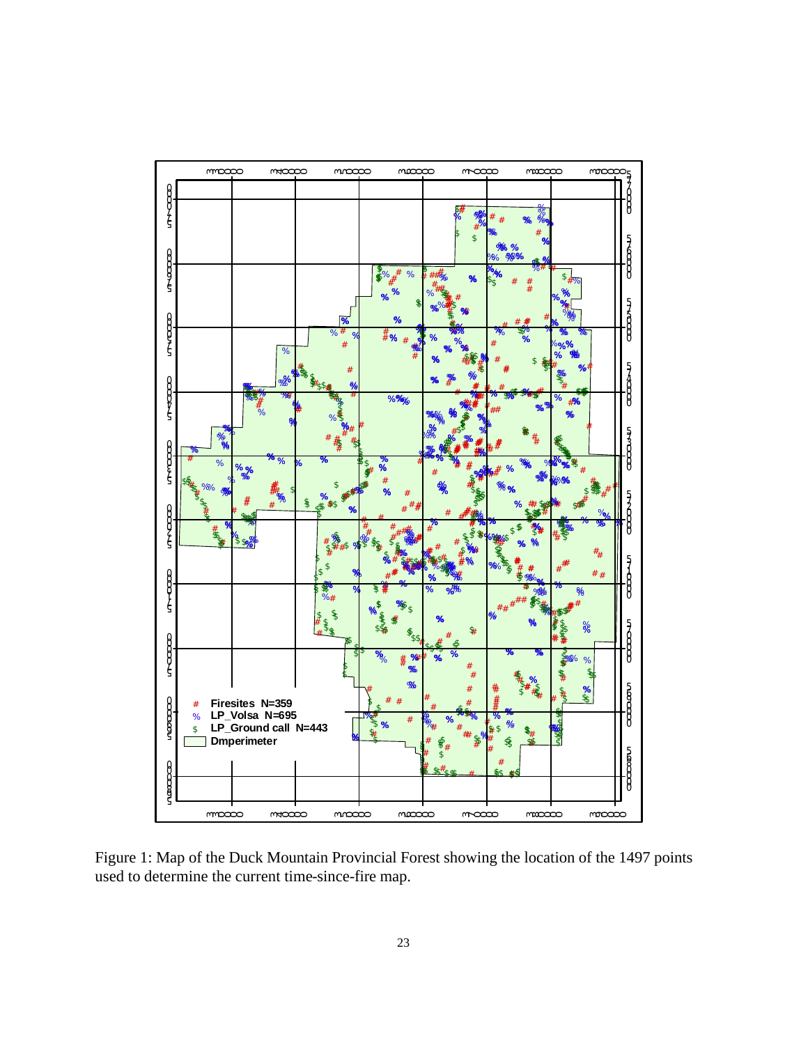Figure 1: Map of the Duck Mountain Provincial Forest showing the location of the 1497 points used to determine the current time-since-fire map.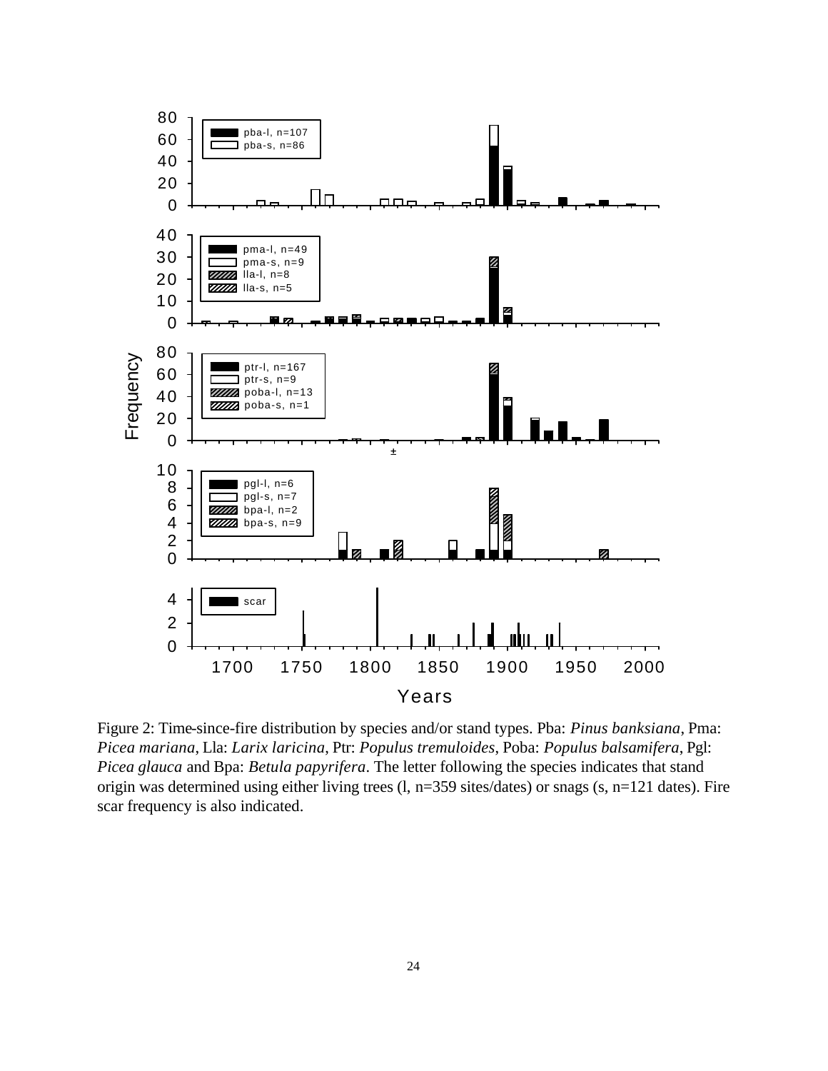Figure 2: Time-since-fire distribution by species and/or stand types. Pba: *Pinus banksiana*, Pma: *Picea mariana*, Lla: *Larix laricina*, Ptr: *Populus tremuloides*, Poba: *Populus balsamifera*, Pgl: *Picea glauca* and Bpa: *Betula papyrifera*. The letter following the species indicates that stand origin was determined using either living trees (l, n=359 sites/dates) or snags (s, n=121 dates). Fire scar frequency is also indicated.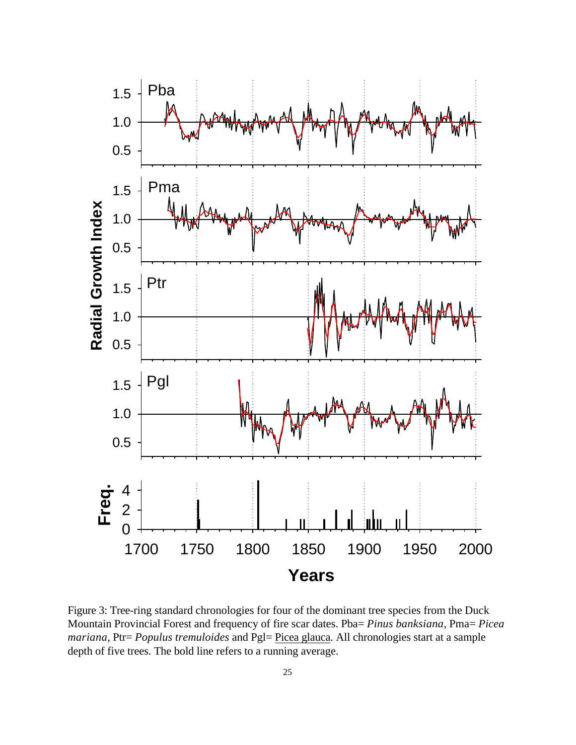Figure 3: Tree-ring standard chronologies for four of the dominant tree species from the Duck Mountain Provincial Forest and frequency of fire scar dates. Pba= *Pinus banksiana*, Pma= *Picea mariana*, Ptr= *Populus tremuloides* and Pgl= Picea glauca. All chronologies start at a sample depth of five trees. The bold line refers to a running average.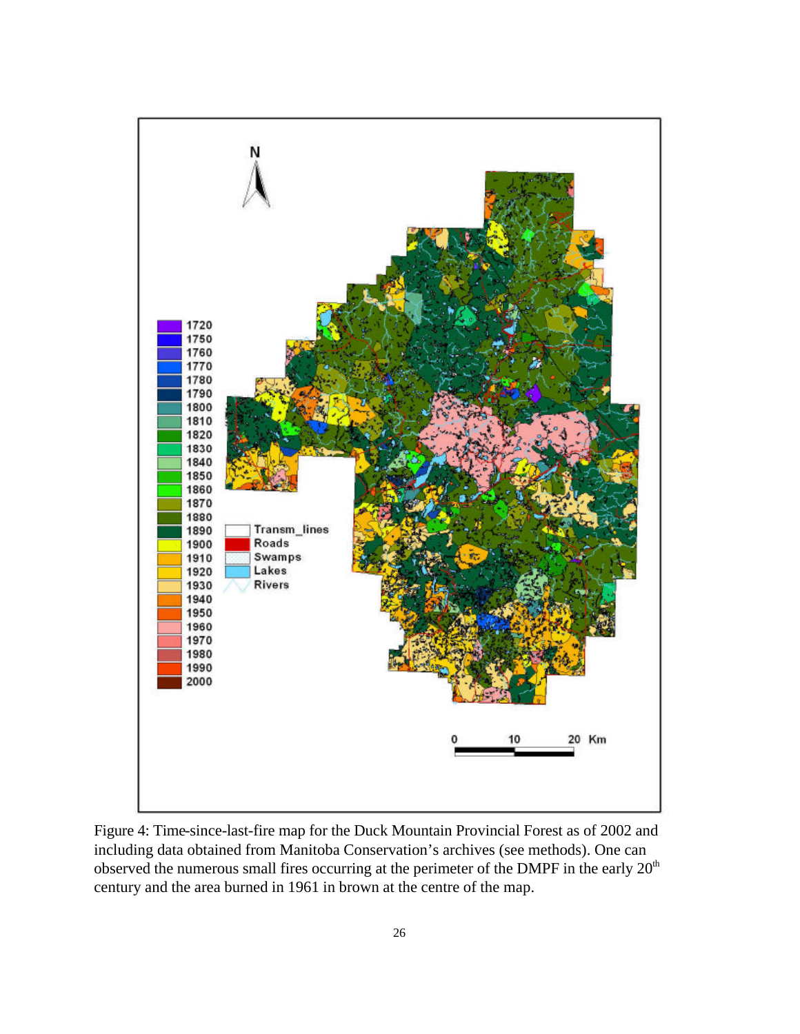Figure 4: Time-since-last-fire map for the Duck Mountain Provincial Forest as of 2002 and including data obtained from Manitoba Conservation's archives (see methods). One can observed the numerous small fires occurring at the perimeter of the DMPF in the early 20th century and the area burned in 1961 in brown at the centre of the map.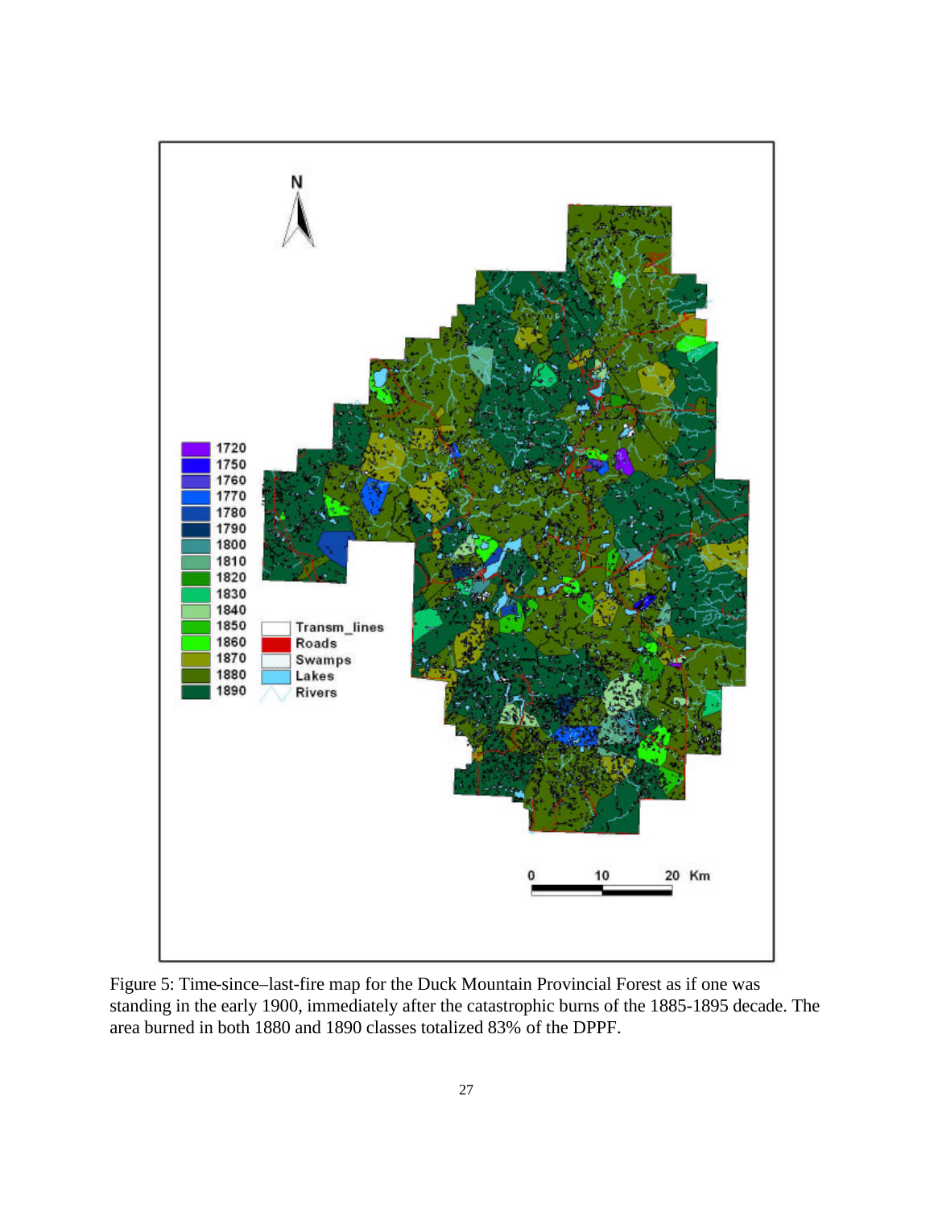Figure 5: Time-since–last-fire map for the Duck Mountain Provincial Forest as if one was standing in the early 1900, immediately after the catastrophic burns of the 1885-1895 decade. The area burned in both 1880 and 1890 classes totalized 83% of the DPPF.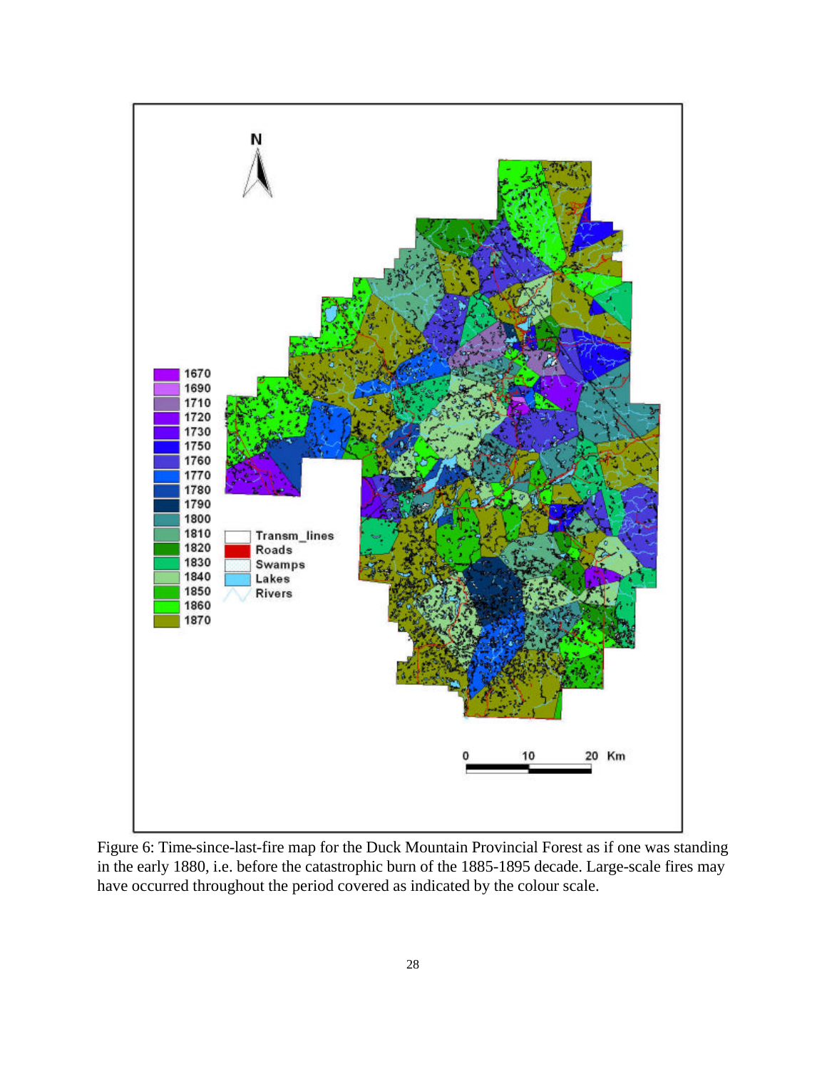Figure 6: Time-since-last-fire map for the Duck Mountain Provincial Forest as if one was standing in the early 1880, i.e. before the catastrophic burn of the 1885-1895 decade. Large-scale fires may have occurred throughout the period covered as indicated by the colour scale.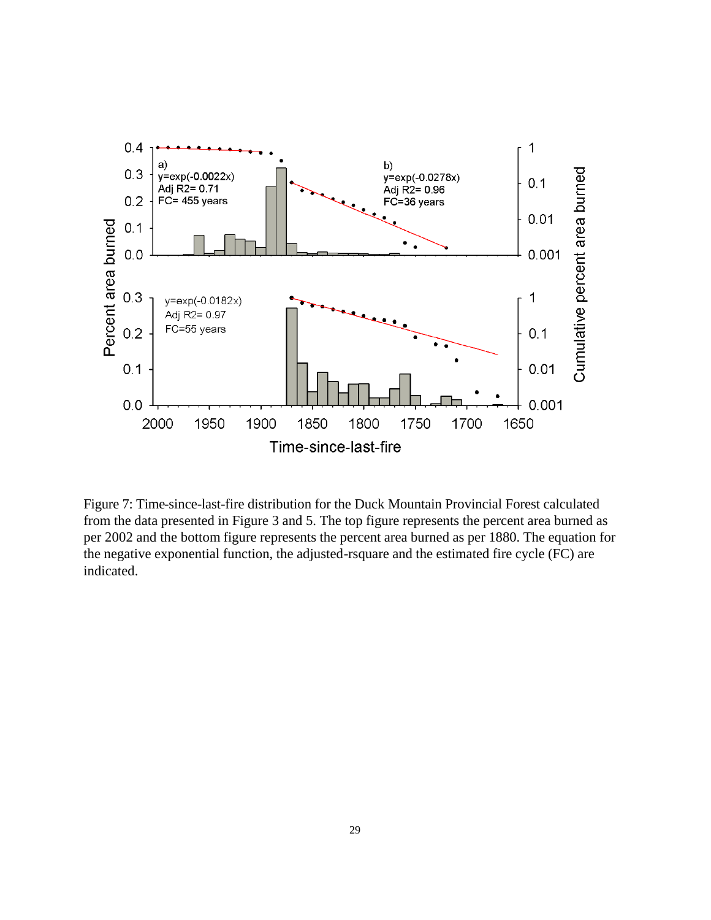a)
y=exp(-0.0022x)
Adj R2= 0.71
FC= 455 years

b)
y=exp(-0.0278x)
Adj R2= 0.96
FC=36 years

y=exp(-0.0182x)
Adj R2= 0.97
FC=55 years

Percent area burned

Cumulative percent area burned

Time-since-last-fire

Figure 7: Time-since-last-fire distribution for the Duck Mountain Provincial Forest calculated from the data presented in Figure 3 and 5. The top figure represents the percent area burned as per 2002 and the bottom figure represents the percent area burned as per 1880. The equation for the negative exponential function, the adjusted-rsquare and the estimated fire cycle (FC) are indicated.